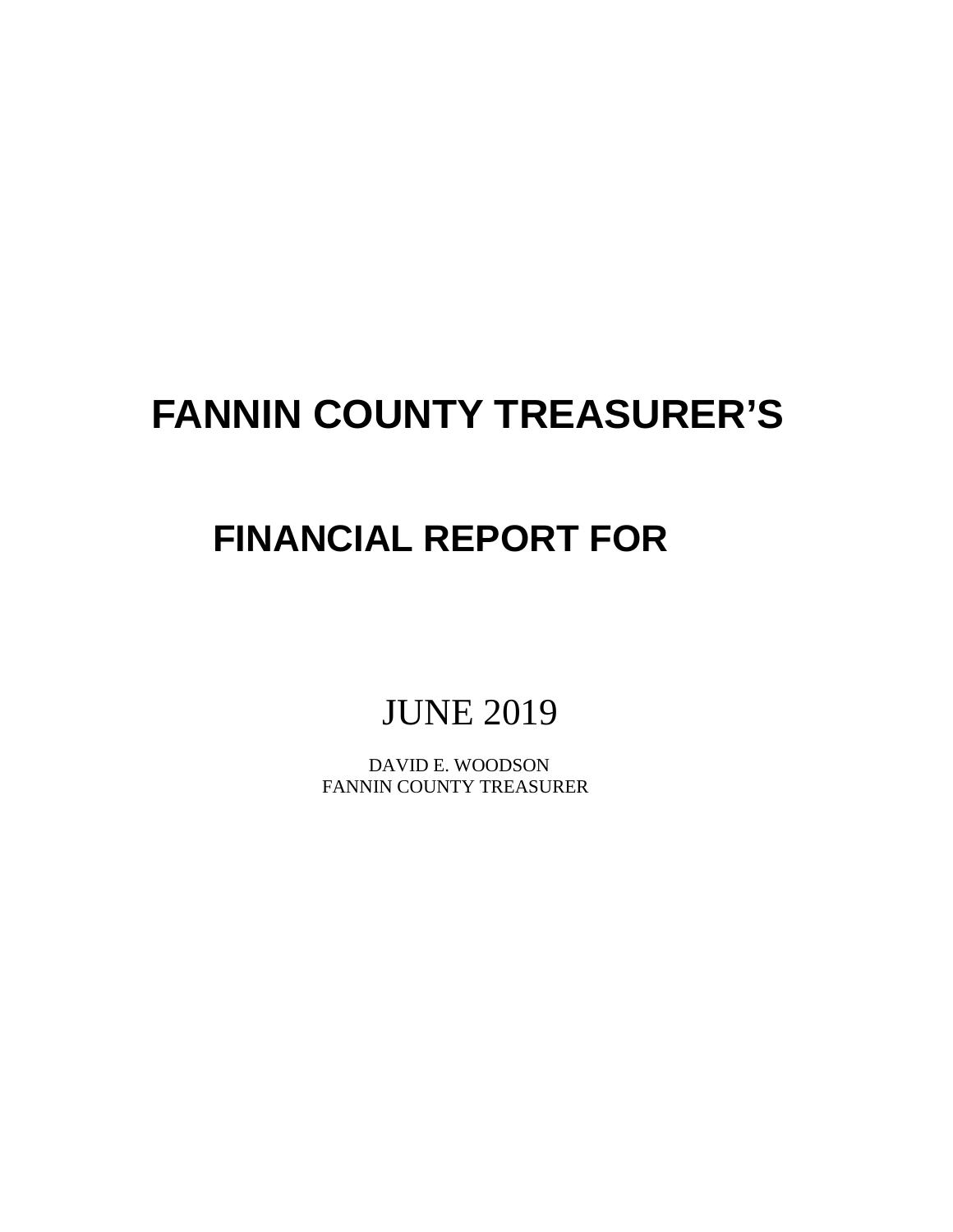# FANNIN COUNTY TREASURER'S

## FINANCIAL REPORT FOR

JUNE 2019

DAVID E. WOODSON
FANNIN COUNTY TREASURER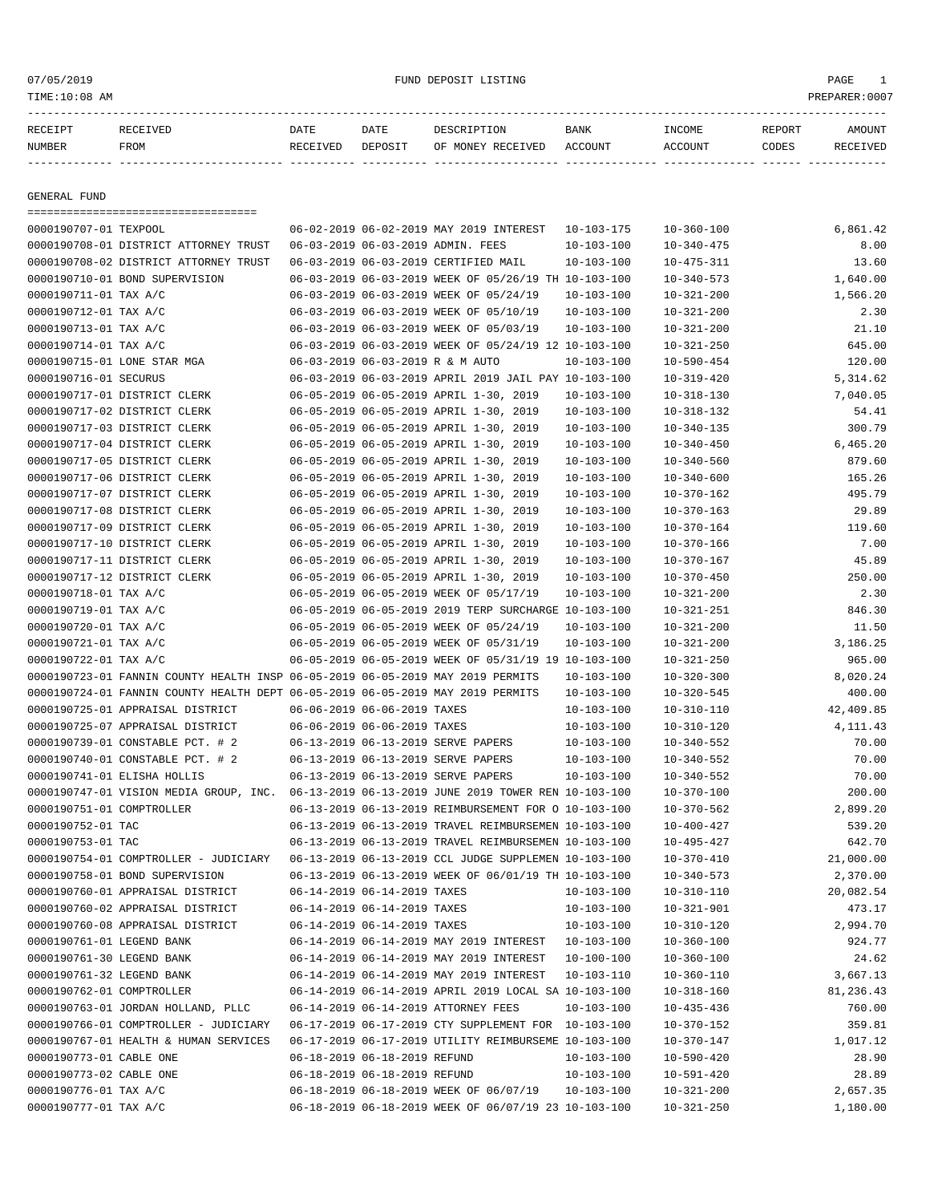07/05/2019 FUND DEPOSIT LISTING PAGE 1
TIME:10:08 AM PREPARER:0007

| RECEIPT NUMBER | RECEIVED FROM | DATE RECEIVED | DATE DEPOSIT | DESCRIPTION OF MONEY RECEIVED | BANK ACCOUNT | INCOME ACCOUNT | REPORT CODES | AMOUNT RECEIVED |
|---|---|---|---|---|---|---|---|---|

## GENERAL FUND

| RECEIPT NUMBER | RECEIVED FROM | DATE RECEIVED | DATE DEPOSIT | DESCRIPTION OF MONEY RECEIVED | BANK ACCOUNT | INCOME ACCOUNT | REPORT CODES | AMOUNT RECEIVED |
|---|---|---|---|---|---|---|---|---|
| 0000190707-01 | TEXPOOL | 06-02-2019 | 06-02-2019 | MAY 2019 INTEREST | 10-103-175 | 10-360-100 | | 6,861.42 |
| 0000190708-01 | DISTRICT ATTORNEY TRUST | 06-03-2019 | 06-03-2019 | ADMIN. FEES | 10-103-100 | 10-340-475 | | 8.00 |
| 0000190708-02 | DISTRICT ATTORNEY TRUST | 06-03-2019 | 06-03-2019 | CERTIFIED MAIL | 10-103-100 | 10-475-311 | | 13.60 |
| 0000190710-01 | BOND SUPERVISION | 06-03-2019 | 06-03-2019 | WEEK OF 05/26/19 TH | 10-103-100 | 10-340-573 | | 1,640.00 |
| 0000190711-01 | TAX A/C | 06-03-2019 | 06-03-2019 | WEEK OF 05/24/19 | 10-103-100 | 10-321-200 | | 1,566.20 |
| 0000190712-01 | TAX A/C | 06-03-2019 | 06-03-2019 | WEEK OF 05/10/19 | 10-103-100 | 10-321-200 | | 2.30 |
| 0000190713-01 | TAX A/C | 06-03-2019 | 06-03-2019 | WEEK OF 05/03/19 | 10-103-100 | 10-321-200 | | 21.10 |
| 0000190714-01 | TAX A/C | 06-03-2019 | 06-03-2019 | WEEK OF 05/24/19 12 | 10-103-100 | 10-321-250 | | 645.00 |
| 0000190715-01 | LONE STAR MGA | 06-03-2019 | 06-03-2019 | R & M AUTO | 10-103-100 | 10-590-454 | | 120.00 |
| 0000190716-01 | SECURUS | 06-03-2019 | 06-03-2019 | APRIL 2019 JAIL PAY | 10-103-100 | 10-319-420 | | 5,314.62 |
| 0000190717-01 | DISTRICT CLERK | 06-05-2019 | 06-05-2019 | APRIL 1-30, 2019 | 10-103-100 | 10-318-130 | | 7,040.05 |
| 0000190717-02 | DISTRICT CLERK | 06-05-2019 | 06-05-2019 | APRIL 1-30, 2019 | 10-103-100 | 10-318-132 | | 54.41 |
| 0000190717-03 | DISTRICT CLERK | 06-05-2019 | 06-05-2019 | APRIL 1-30, 2019 | 10-103-100 | 10-340-135 | | 300.79 |
| 0000190717-04 | DISTRICT CLERK | 06-05-2019 | 06-05-2019 | APRIL 1-30, 2019 | 10-103-100 | 10-340-450 | | 6,465.20 |
| 0000190717-05 | DISTRICT CLERK | 06-05-2019 | 06-05-2019 | APRIL 1-30, 2019 | 10-103-100 | 10-340-560 | | 879.60 |
| 0000190717-06 | DISTRICT CLERK | 06-05-2019 | 06-05-2019 | APRIL 1-30, 2019 | 10-103-100 | 10-340-600 | | 165.26 |
| 0000190717-07 | DISTRICT CLERK | 06-05-2019 | 06-05-2019 | APRIL 1-30, 2019 | 10-103-100 | 10-370-162 | | 495.79 |
| 0000190717-08 | DISTRICT CLERK | 06-05-2019 | 06-05-2019 | APRIL 1-30, 2019 | 10-103-100 | 10-370-163 | | 29.89 |
| 0000190717-09 | DISTRICT CLERK | 06-05-2019 | 06-05-2019 | APRIL 1-30, 2019 | 10-103-100 | 10-370-164 | | 119.60 |
| 0000190717-10 | DISTRICT CLERK | 06-05-2019 | 06-05-2019 | APRIL 1-30, 2019 | 10-103-100 | 10-370-166 | | 7.00 |
| 0000190717-11 | DISTRICT CLERK | 06-05-2019 | 06-05-2019 | APRIL 1-30, 2019 | 10-103-100 | 10-370-167 | | 45.89 |
| 0000190717-12 | DISTRICT CLERK | 06-05-2019 | 06-05-2019 | APRIL 1-30, 2019 | 10-103-100 | 10-370-450 | | 250.00 |
| 0000190718-01 | TAX A/C | 06-05-2019 | 06-05-2019 | WEEK OF 05/17/19 | 10-103-100 | 10-321-200 | | 2.30 |
| 0000190719-01 | TAX A/C | 06-05-2019 | 06-05-2019 | 2019 TERP SURCHARGE | 10-103-100 | 10-321-251 | | 846.30 |
| 0000190720-01 | TAX A/C | 06-05-2019 | 06-05-2019 | WEEK OF 05/24/19 | 10-103-100 | 10-321-200 | | 11.50 |
| 0000190721-01 | TAX A/C | 06-05-2019 | 06-05-2019 | WEEK OF 05/31/19 | 10-103-100 | 10-321-200 | | 3,186.25 |
| 0000190722-01 | TAX A/C | 06-05-2019 | 06-05-2019 | WEEK OF 05/31/19 19 | 10-103-100 | 10-321-250 | | 965.00 |
| 0000190723-01 | FANNIN COUNTY HEALTH INSP | 06-05-2019 | 06-05-2019 | MAY 2019 PERMITS | 10-103-100 | 10-320-300 | | 8,020.24 |
| 0000190724-01 | FANNIN COUNTY HEALTH DEPT | 06-05-2019 | 06-05-2019 | MAY 2019 PERMITS | 10-103-100 | 10-320-545 | | 400.00 |
| 0000190725-01 | APPRAISAL DISTRICT | 06-06-2019 | 06-06-2019 | TAXES | 10-103-100 | 10-310-110 | | 42,409.85 |
| 0000190725-07 | APPRAISAL DISTRICT | 06-06-2019 | 06-06-2019 | TAXES | 10-103-100 | 10-310-120 | | 4,111.43 |
| 0000190739-01 | CONSTABLE PCT. # 2 | 06-13-2019 | 06-13-2019 | SERVE PAPERS | 10-103-100 | 10-340-552 | | 70.00 |
| 0000190740-01 | CONSTABLE PCT. # 2 | 06-13-2019 | 06-13-2019 | SERVE PAPERS | 10-103-100 | 10-340-552 | | 70.00 |
| 0000190741-01 | ELISHA HOLLIS | 06-13-2019 | 06-13-2019 | SERVE PAPERS | 10-103-100 | 10-340-552 | | 70.00 |
| 0000190747-01 | VISION MEDIA GROUP, INC. | 06-13-2019 | 06-13-2019 | JUNE 2019 TOWER REN | 10-103-100 | 10-370-100 | | 200.00 |
| 0000190751-01 | COMPTROLLER | 06-13-2019 | 06-13-2019 | REIMBURSEMENT FOR O | 10-103-100 | 10-370-562 | | 2,899.20 |
| 0000190752-01 | TAC | 06-13-2019 | 06-13-2019 | TRAVEL REIMBURSEMEN | 10-103-100 | 10-400-427 | | 539.20 |
| 0000190753-01 | TAC | 06-13-2019 | 06-13-2019 | TRAVEL REIMBURSEMEN | 10-103-100 | 10-495-427 | | 642.70 |
| 0000190754-01 | COMPTROLLER - JUDICIARY | 06-13-2019 | 06-13-2019 | CCL JUDGE SUPPLEMEN | 10-103-100 | 10-370-410 | | 21,000.00 |
| 0000190758-01 | BOND SUPERVISION | 06-13-2019 | 06-13-2019 | WEEK OF 06/01/19 TH | 10-103-100 | 10-340-573 | | 2,370.00 |
| 0000190760-01 | APPRAISAL DISTRICT | 06-14-2019 | 06-14-2019 | TAXES | 10-103-100 | 10-310-110 | | 20,082.54 |
| 0000190760-02 | APPRAISAL DISTRICT | 06-14-2019 | 06-14-2019 | TAXES | 10-103-100 | 10-321-901 | | 473.17 |
| 0000190760-08 | APPRAISAL DISTRICT | 06-14-2019 | 06-14-2019 | TAXES | 10-103-100 | 10-310-120 | | 2,994.70 |
| 0000190761-01 | LEGEND BANK | 06-14-2019 | 06-14-2019 | MAY 2019 INTEREST | 10-103-100 | 10-360-100 | | 924.77 |
| 0000190761-30 | LEGEND BANK | 06-14-2019 | 06-14-2019 | MAY 2019 INTEREST | 10-100-100 | 10-360-100 | | 24.62 |
| 0000190761-32 | LEGEND BANK | 06-14-2019 | 06-14-2019 | MAY 2019 INTEREST | 10-103-110 | 10-360-110 | | 3,667.13 |
| 0000190762-01 | COMPTROLLER | 06-14-2019 | 06-14-2019 | APRIL 2019 LOCAL SA | 10-103-100 | 10-318-160 | | 81,236.43 |
| 0000190763-01 | JORDAN HOLLAND, PLLC | 06-14-2019 | 06-14-2019 | ATTORNEY FEES | 10-103-100 | 10-435-436 | | 760.00 |
| 0000190766-01 | COMPTROLLER - JUDICIARY | 06-17-2019 | 06-17-2019 | CTY SUPPLEMENT FOR | 10-103-100 | 10-370-152 | | 359.81 |
| 0000190767-01 | HEALTH & HUMAN SERVICES | 06-17-2019 | 06-17-2019 | UTILITY REIMBURSEME | 10-103-100 | 10-370-147 | | 1,017.12 |
| 0000190773-01 | CABLE ONE | 06-18-2019 | 06-18-2019 | REFUND | 10-103-100 | 10-590-420 | | 28.90 |
| 0000190773-02 | CABLE ONE | 06-18-2019 | 06-18-2019 | REFUND | 10-103-100 | 10-591-420 | | 28.89 |
| 0000190776-01 | TAX A/C | 06-18-2019 | 06-18-2019 | WEEK OF 06/07/19 | 10-103-100 | 10-321-200 | | 2,657.35 |
| 0000190777-01 | TAX A/C | 06-18-2019 | 06-18-2019 | WEEK OF 06/07/19 23 | 10-103-100 | 10-321-250 | | 1,180.00 |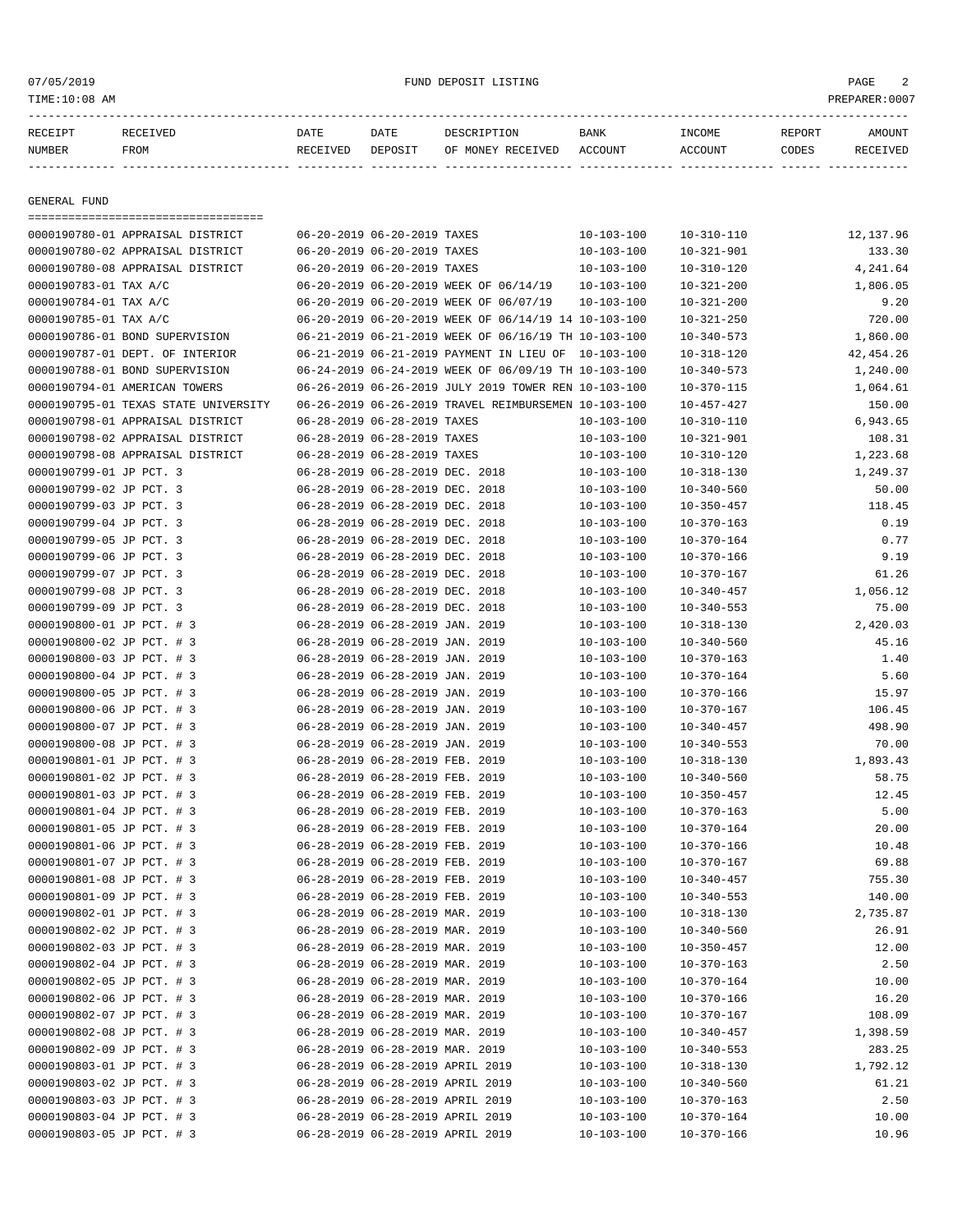07/05/2019 FUND DEPOSIT LISTING

TIME:10:08 AM PREPARER:0007

| RECEIPT NUMBER | RECEIVED FROM | DATE RECEIVED | DATE DEPOSIT | DESCRIPTION OF MONEY RECEIVED | BANK ACCOUNT | INCOME ACCOUNT | REPORT CODES | AMOUNT RECEIVED |
|---|---|---|---|---|---|---|---|---|

## GENERAL FUND

| RECEIPT NUMBER | RECEIVED FROM | DATE RECEIVED | DATE DEPOSIT | DESCRIPTION OF MONEY RECEIVED | BANK ACCOUNT | INCOME ACCOUNT | REPORT CODES | AMOUNT RECEIVED |
|---|---|---|---|---|---|---|---|---|
| 0000190780-01 | APPRAISAL DISTRICT | 06-20-2019 | 06-20-2019 | TAXES | 10-103-100 | 10-310-110 | | 12,137.96 |
| 0000190780-02 | APPRAISAL DISTRICT | 06-20-2019 | 06-20-2019 | TAXES | 10-103-100 | 10-321-901 | | 133.30 |
| 0000190780-08 | APPRAISAL DISTRICT | 06-20-2019 | 06-20-2019 | TAXES | 10-103-100 | 10-310-120 | | 4,241.64 |
| 0000190783-01 | TAX A/C | 06-20-2019 | 06-20-2019 | WEEK OF 06/14/19 | 10-103-100 | 10-321-200 | | 1,806.05 |
| 0000190784-01 | TAX A/C | 06-20-2019 | 06-20-2019 | WEEK OF 06/07/19 | 10-103-100 | 10-321-200 | | 9.20 |
| 0000190785-01 | TAX A/C | 06-20-2019 | 06-20-2019 | WEEK OF 06/14/19 14 | 10-103-100 | 10-321-250 | | 720.00 |
| 0000190786-01 | BOND SUPERVISION | 06-21-2019 | 06-21-2019 | WEEK OF 06/16/19 TH | 10-103-100 | 10-340-573 | | 1,860.00 |
| 0000190787-01 | DEPT. OF INTERIOR | 06-21-2019 | 06-21-2019 | PAYMENT IN LIEU OF | 10-103-100 | 10-318-120 | | 42,454.26 |
| 0000190788-01 | BOND SUPERVISION | 06-24-2019 | 06-24-2019 | WEEK OF 06/09/19 TH | 10-103-100 | 10-340-573 | | 1,240.00 |
| 0000190794-01 | AMERICAN TOWERS | 06-26-2019 | 06-26-2019 | JULY 2019 TOWER REN | 10-103-100 | 10-370-115 | | 1,064.61 |
| 0000190795-01 | TEXAS STATE UNIVERSITY | 06-26-2019 | 06-26-2019 | TRAVEL REIMBURSEMEN | 10-103-100 | 10-457-427 | | 150.00 |
| 0000190798-01 | APPRAISAL DISTRICT | 06-28-2019 | 06-28-2019 | TAXES | 10-103-100 | 10-310-110 | | 6,943.65 |
| 0000190798-02 | APPRAISAL DISTRICT | 06-28-2019 | 06-28-2019 | TAXES | 10-103-100 | 10-321-901 | | 108.31 |
| 0000190798-08 | APPRAISAL DISTRICT | 06-28-2019 | 06-28-2019 | TAXES | 10-103-100 | 10-310-120 | | 1,223.68 |
| 0000190799-01 | JP PCT. 3 | 06-28-2019 | 06-28-2019 | DEC. 2018 | 10-103-100 | 10-318-130 | | 1,249.37 |
| 0000190799-02 | JP PCT. 3 | 06-28-2019 | 06-28-2019 | DEC. 2018 | 10-103-100 | 10-340-560 | | 50.00 |
| 0000190799-03 | JP PCT. 3 | 06-28-2019 | 06-28-2019 | DEC. 2018 | 10-103-100 | 10-350-457 | | 118.45 |
| 0000190799-04 | JP PCT. 3 | 06-28-2019 | 06-28-2019 | DEC. 2018 | 10-103-100 | 10-370-163 | | 0.19 |
| 0000190799-05 | JP PCT. 3 | 06-28-2019 | 06-28-2019 | DEC. 2018 | 10-103-100 | 10-370-164 | | 0.77 |
| 0000190799-06 | JP PCT. 3 | 06-28-2019 | 06-28-2019 | DEC. 2018 | 10-103-100 | 10-370-166 | | 9.19 |
| 0000190799-07 | JP PCT. 3 | 06-28-2019 | 06-28-2019 | DEC. 2018 | 10-103-100 | 10-370-167 | | 61.26 |
| 0000190799-08 | JP PCT. 3 | 06-28-2019 | 06-28-2019 | DEC. 2018 | 10-103-100 | 10-340-457 | | 1,056.12 |
| 0000190799-09 | JP PCT. 3 | 06-28-2019 | 06-28-2019 | DEC. 2018 | 10-103-100 | 10-340-553 | | 75.00 |
| 0000190800-01 | JP PCT. # 3 | 06-28-2019 | 06-28-2019 | JAN. 2019 | 10-103-100 | 10-318-130 | | 2,420.03 |
| 0000190800-02 | JP PCT. # 3 | 06-28-2019 | 06-28-2019 | JAN. 2019 | 10-103-100 | 10-340-560 | | 45.16 |
| 0000190800-03 | JP PCT. # 3 | 06-28-2019 | 06-28-2019 | JAN. 2019 | 10-103-100 | 10-370-163 | | 1.40 |
| 0000190800-04 | JP PCT. # 3 | 06-28-2019 | 06-28-2019 | JAN. 2019 | 10-103-100 | 10-370-164 | | 5.60 |
| 0000190800-05 | JP PCT. # 3 | 06-28-2019 | 06-28-2019 | JAN. 2019 | 10-103-100 | 10-370-166 | | 15.97 |
| 0000190800-06 | JP PCT. # 3 | 06-28-2019 | 06-28-2019 | JAN. 2019 | 10-103-100 | 10-370-167 | | 106.45 |
| 0000190800-07 | JP PCT. # 3 | 06-28-2019 | 06-28-2019 | JAN. 2019 | 10-103-100 | 10-340-457 | | 498.90 |
| 0000190800-08 | JP PCT. # 3 | 06-28-2019 | 06-28-2019 | JAN. 2019 | 10-103-100 | 10-340-553 | | 70.00 |
| 0000190801-01 | JP PCT. # 3 | 06-28-2019 | 06-28-2019 | FEB. 2019 | 10-103-100 | 10-318-130 | | 1,893.43 |
| 0000190801-02 | JP PCT. # 3 | 06-28-2019 | 06-28-2019 | FEB. 2019 | 10-103-100 | 10-340-560 | | 58.75 |
| 0000190801-03 | JP PCT. # 3 | 06-28-2019 | 06-28-2019 | FEB. 2019 | 10-103-100 | 10-350-457 | | 12.45 |
| 0000190801-04 | JP PCT. # 3 | 06-28-2019 | 06-28-2019 | FEB. 2019 | 10-103-100 | 10-370-163 | | 5.00 |
| 0000190801-05 | JP PCT. # 3 | 06-28-2019 | 06-28-2019 | FEB. 2019 | 10-103-100 | 10-370-164 | | 20.00 |
| 0000190801-06 | JP PCT. # 3 | 06-28-2019 | 06-28-2019 | FEB. 2019 | 10-103-100 | 10-370-166 | | 10.48 |
| 0000190801-07 | JP PCT. # 3 | 06-28-2019 | 06-28-2019 | FEB. 2019 | 10-103-100 | 10-370-167 | | 69.88 |
| 0000190801-08 | JP PCT. # 3 | 06-28-2019 | 06-28-2019 | FEB. 2019 | 10-103-100 | 10-340-457 | | 755.30 |
| 0000190801-09 | JP PCT. # 3 | 06-28-2019 | 06-28-2019 | FEB. 2019 | 10-103-100 | 10-340-553 | | 140.00 |
| 0000190802-01 | JP PCT. # 3 | 06-28-2019 | 06-28-2019 | MAR. 2019 | 10-103-100 | 10-318-130 | | 2,735.87 |
| 0000190802-02 | JP PCT. # 3 | 06-28-2019 | 06-28-2019 | MAR. 2019 | 10-103-100 | 10-340-560 | | 26.91 |
| 0000190802-03 | JP PCT. # 3 | 06-28-2019 | 06-28-2019 | MAR. 2019 | 10-103-100 | 10-350-457 | | 12.00 |
| 0000190802-04 | JP PCT. # 3 | 06-28-2019 | 06-28-2019 | MAR. 2019 | 10-103-100 | 10-370-163 | | 2.50 |
| 0000190802-05 | JP PCT. # 3 | 06-28-2019 | 06-28-2019 | MAR. 2019 | 10-103-100 | 10-370-164 | | 10.00 |
| 0000190802-06 | JP PCT. # 3 | 06-28-2019 | 06-28-2019 | MAR. 2019 | 10-103-100 | 10-370-166 | | 16.20 |
| 0000190802-07 | JP PCT. # 3 | 06-28-2019 | 06-28-2019 | MAR. 2019 | 10-103-100 | 10-370-167 | | 108.09 |
| 0000190802-08 | JP PCT. # 3 | 06-28-2019 | 06-28-2019 | MAR. 2019 | 10-103-100 | 10-340-457 | | 1,398.59 |
| 0000190802-09 | JP PCT. # 3 | 06-28-2019 | 06-28-2019 | MAR. 2019 | 10-103-100 | 10-340-553 | | 283.25 |
| 0000190803-01 | JP PCT. # 3 | 06-28-2019 | 06-28-2019 | APRIL 2019 | 10-103-100 | 10-318-130 | | 1,792.12 |
| 0000190803-02 | JP PCT. # 3 | 06-28-2019 | 06-28-2019 | APRIL 2019 | 10-103-100 | 10-340-560 | | 61.21 |
| 0000190803-03 | JP PCT. # 3 | 06-28-2019 | 06-28-2019 | APRIL 2019 | 10-103-100 | 10-370-163 | | 2.50 |
| 0000190803-04 | JP PCT. # 3 | 06-28-2019 | 06-28-2019 | APRIL 2019 | 10-103-100 | 10-370-164 | | 10.00 |
| 0000190803-05 | JP PCT. # 3 | 06-28-2019 | 06-28-2019 | APRIL 2019 | 10-103-100 | 10-370-166 | | 10.96 |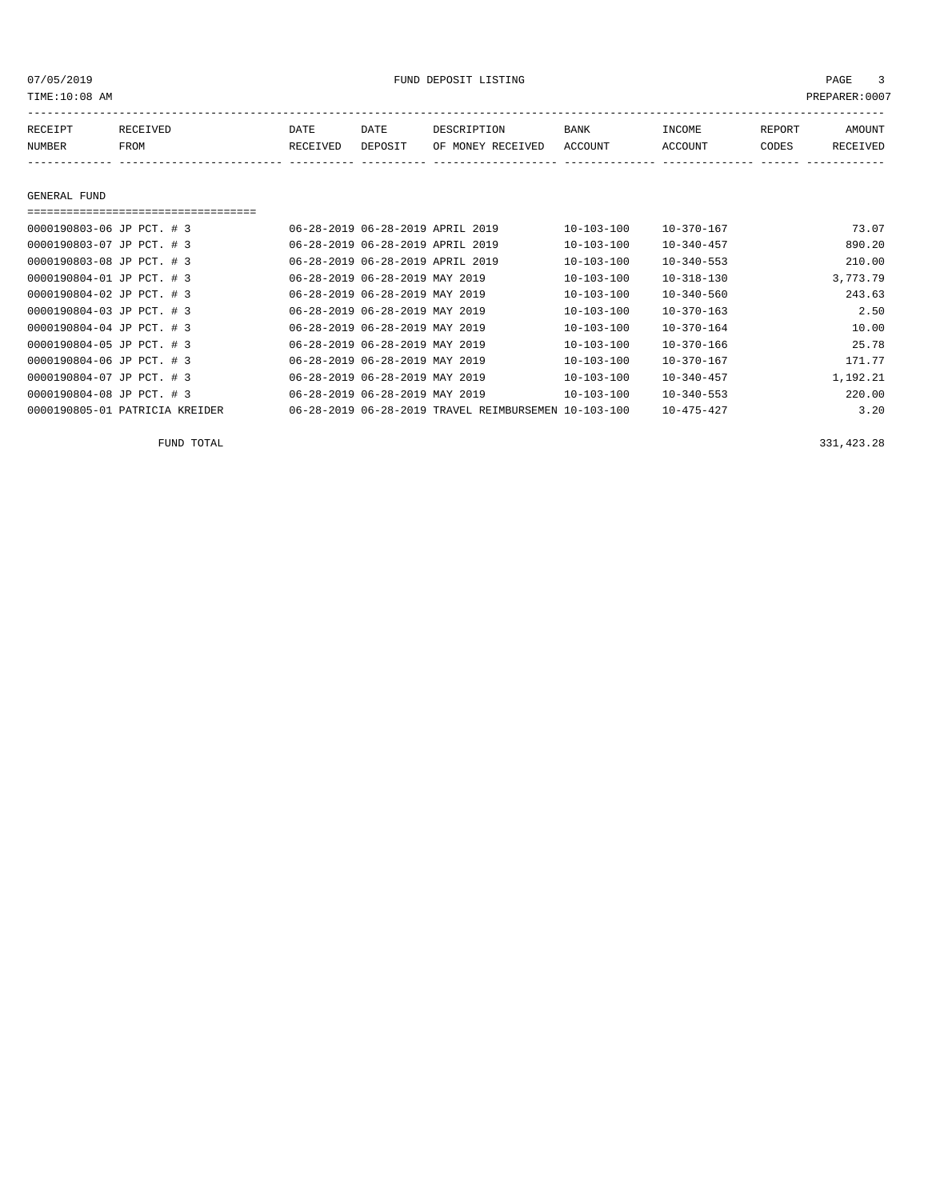07/05/2019 FUND DEPOSIT LISTING

TIME:10:08 AM PREPARER:0007

| RECEIPT NUMBER | RECEIVED FROM | DATE RECEIVED | DATE DEPOSIT | DESCRIPTION OF MONEY RECEIVED | BANK ACCOUNT | INCOME ACCOUNT | REPORT CODES | AMOUNT RECEIVED |
|---|---|---|---|---|---|---|---|---|

## GENERAL FUND

| RECEIPT NUMBER | RECEIVED FROM | DATE RECEIVED | DATE DEPOSIT | DESCRIPTION OF MONEY RECEIVED | BANK ACCOUNT | INCOME ACCOUNT | REPORT CODES | AMOUNT RECEIVED |
|---|---|---|---|---|---|---|---|---|
| 0000190803-06 | JP PCT. # 3 | 06-28-2019 | 06-28-2019 | APRIL 2019 | 10-103-100 | 10-370-167 | | 73.07 |
| 0000190803-07 | JP PCT. # 3 | 06-28-2019 | 06-28-2019 | APRIL 2019 | 10-103-100 | 10-340-457 | | 890.20 |
| 0000190803-08 | JP PCT. # 3 | 06-28-2019 | 06-28-2019 | APRIL 2019 | 10-103-100 | 10-340-553 | | 210.00 |
| 0000190804-01 | JP PCT. # 3 | 06-28-2019 | 06-28-2019 | MAY 2019 | 10-103-100 | 10-318-130 | | 3,773.79 |
| 0000190804-02 | JP PCT. # 3 | 06-28-2019 | 06-28-2019 | MAY 2019 | 10-103-100 | 10-340-560 | | 243.63 |
| 0000190804-03 | JP PCT. # 3 | 06-28-2019 | 06-28-2019 | MAY 2019 | 10-103-100 | 10-370-163 | | 2.50 |
| 0000190804-04 | JP PCT. # 3 | 06-28-2019 | 06-28-2019 | MAY 2019 | 10-103-100 | 10-370-164 | | 10.00 |
| 0000190804-05 | JP PCT. # 3 | 06-28-2019 | 06-28-2019 | MAY 2019 | 10-103-100 | 10-370-166 | | 25.78 |
| 0000190804-06 | JP PCT. # 3 | 06-28-2019 | 06-28-2019 | MAY 2019 | 10-103-100 | 10-370-167 | | 171.77 |
| 0000190804-07 | JP PCT. # 3 | 06-28-2019 | 06-28-2019 | MAY 2019 | 10-103-100 | 10-340-457 | | 1,192.21 |
| 0000190804-08 | JP PCT. # 3 | 06-28-2019 | 06-28-2019 | MAY 2019 | 10-103-100 | 10-340-553 | | 220.00 |
| 0000190805-01 | PATRICIA KREIDER | 06-28-2019 | 06-28-2019 | TRAVEL REIMBURSEMEN | 10-103-100 | 10-475-427 | | 3.20 |

FUND TOTAL 331,423.28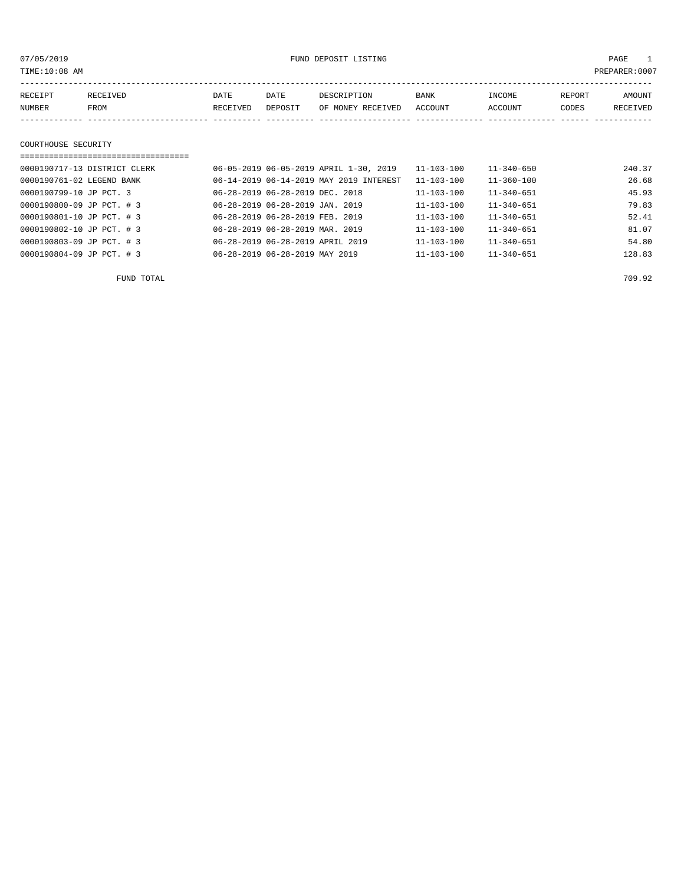FUND DEPOSIT LISTING

TIME:10:08 AM

PREPARER:0007

## COURTHOUSE SECURITY

| RECEIPT NUMBER | RECEIVED FROM | DATE RECEIVED | DATE DEPOSIT | DESCRIPTION OF MONEY RECEIVED | BANK ACCOUNT | INCOME ACCOUNT | REPORT CODES | AMOUNT RECEIVED |
|---|---|---|---|---|---|---|---|---|
| 0000190717-13 | DISTRICT CLERK | 06-05-2019 | 06-05-2019 | APRIL 1-30, 2019 | 11-103-100 | 11-340-650 | | 240.37 |
| 0000190761-02 | LEGEND BANK | 06-14-2019 | 06-14-2019 | MAY 2019 INTEREST | 11-103-100 | 11-360-100 | | 26.68 |
| 0000190799-10 | JP PCT. 3 | 06-28-2019 | 06-28-2019 | DEC. 2018 | 11-103-100 | 11-340-651 | | 45.93 |
| 0000190800-09 | JP PCT. # 3 | 06-28-2019 | 06-28-2019 | JAN. 2019 | 11-103-100 | 11-340-651 | | 79.83 |
| 0000190801-10 | JP PCT. # 3 | 06-28-2019 | 06-28-2019 | FEB. 2019 | 11-103-100 | 11-340-651 | | 52.41 |
| 0000190802-10 | JP PCT. # 3 | 06-28-2019 | 06-28-2019 | MAR. 2019 | 11-103-100 | 11-340-651 | | 81.07 |
| 0000190803-09 | JP PCT. # 3 | 06-28-2019 | 06-28-2019 | APRIL 2019 | 11-103-100 | 11-340-651 | | 54.80 |
| 0000190804-09 | JP PCT. # 3 | 06-28-2019 | 06-28-2019 | MAY 2019 | 11-103-100 | 11-340-651 | | 128.83 |

FUND TOTAL 709.92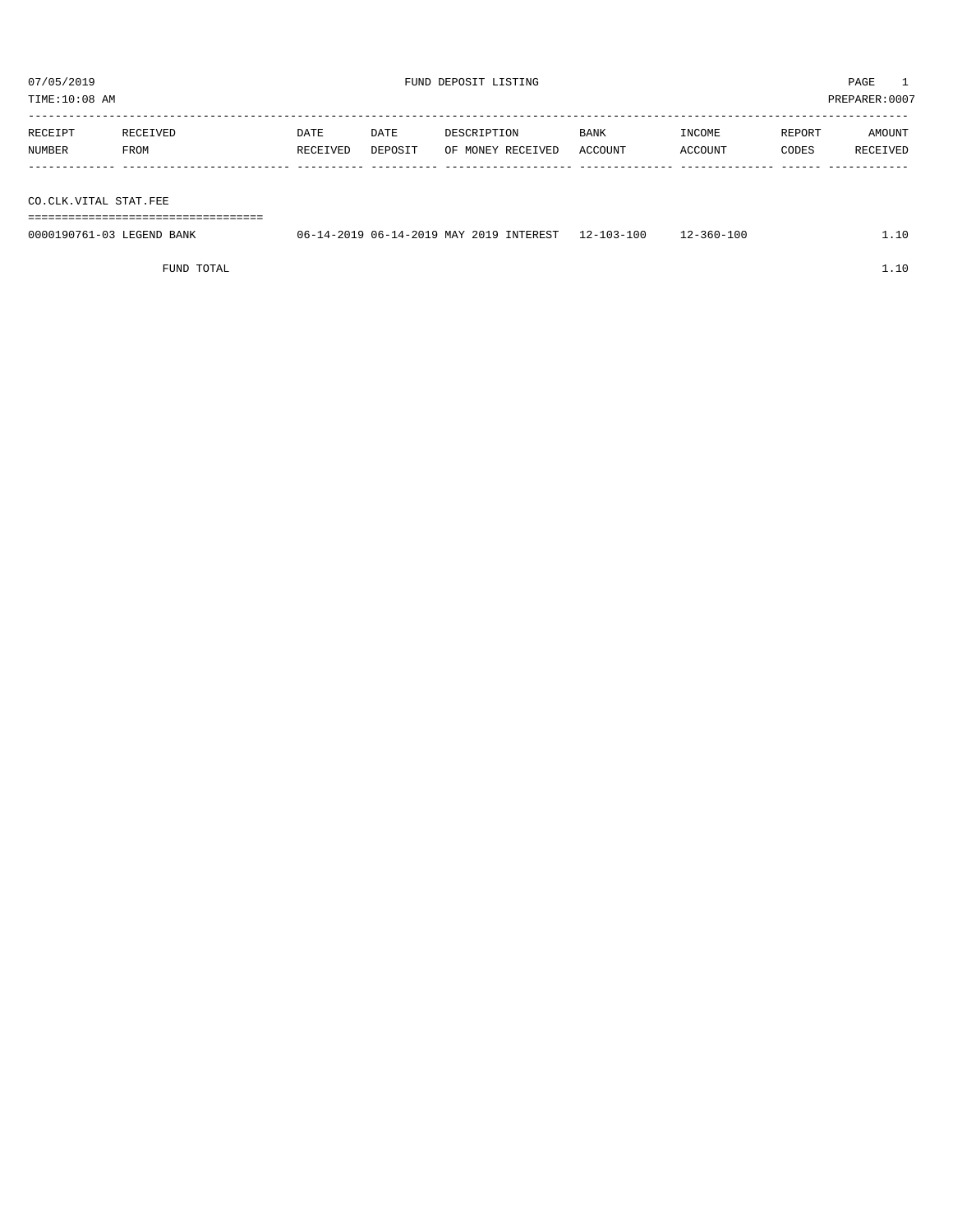07/05/2019 FUND DEPOSIT LISTING PAGE 1

TIME:10:08 AM PREPARER:0007

| RECEIPT NUMBER | RECEIVED FROM | DATE RECEIVED | DATE DEPOSIT | DESCRIPTION OF MONEY RECEIVED | BANK ACCOUNT | INCOME ACCOUNT | REPORT CODES | AMOUNT RECEIVED |
|---|---|---|---|---|---|---|---|---|
| **CO.CLK.VITAL STAT.FEE** | | | | | | | | |
| 0000190761-03 | LEGEND BANK | 06-14-2019 | 06-14-2019 | MAY 2019 INTEREST | 12-103-100 | 12-360-100 | | 1.10 |
| | FUND TOTAL | | | | | | | 1.10 |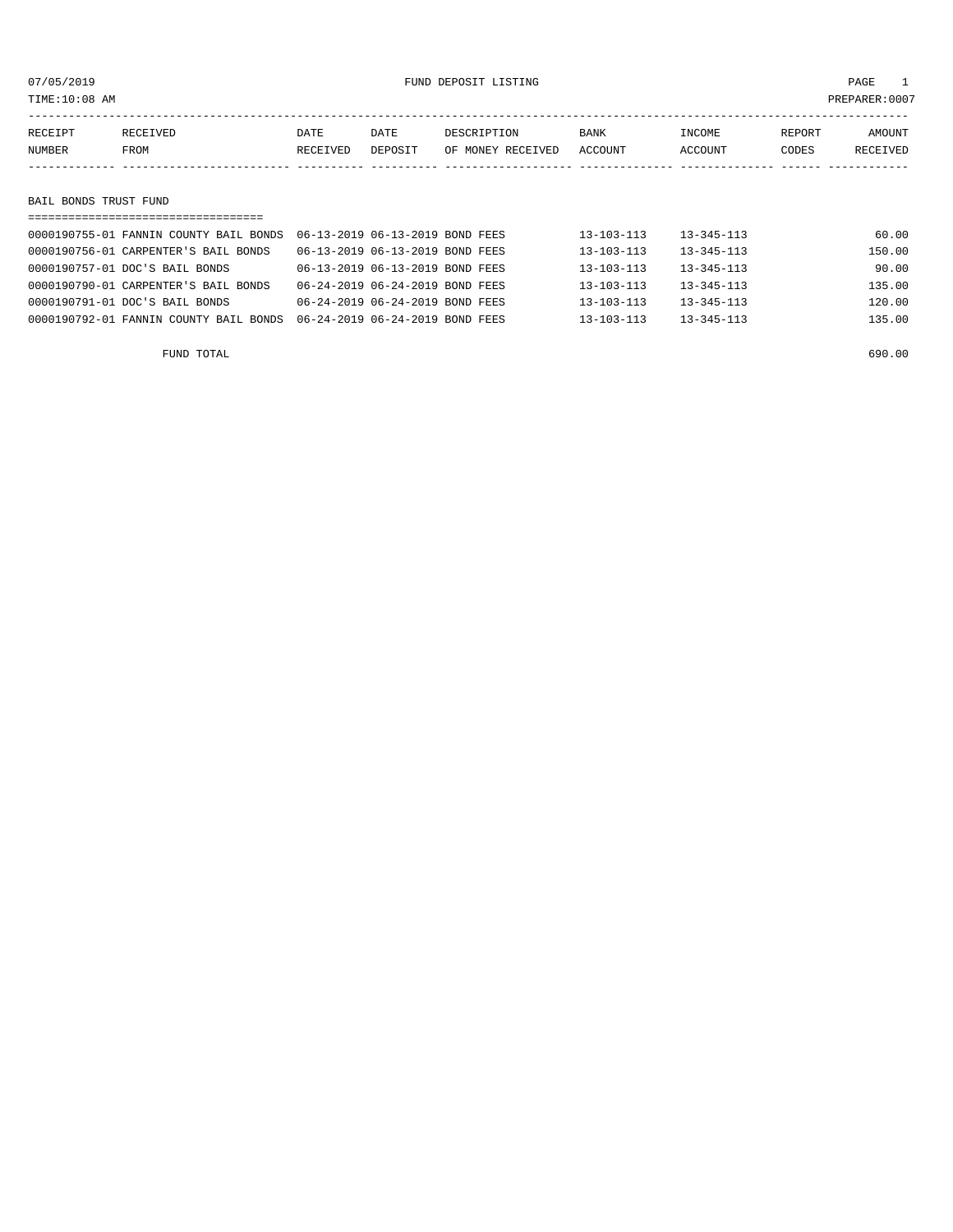07/05/2019 FUND DEPOSIT LISTING

TIME:10:08 AM PREPARER:0007

| RECEIPT NUMBER | RECEIVED FROM | DATE RECEIVED | DATE DEPOSIT | DESCRIPTION OF MONEY RECEIVED | BANK ACCOUNT | INCOME ACCOUNT | REPORT CODES | AMOUNT RECEIVED |
|---|---|---|---|---|---|---|---|---|
| **BAIL BONDS TRUST FUND** | | | | | | | | |
| 0000190755-01 | FANNIN COUNTY BAIL BONDS | 06-13-2019 | 06-13-2019 | BOND FEES | 13-103-113 | 13-345-113 | | 60.00 |
| 0000190756-01 | CARPENTER'S BAIL BONDS | 06-13-2019 | 06-13-2019 | BOND FEES | 13-103-113 | 13-345-113 | | 150.00 |
| 0000190757-01 | DOC'S BAIL BONDS | 06-13-2019 | 06-13-2019 | BOND FEES | 13-103-113 | 13-345-113 | | 90.00 |
| 0000190790-01 | CARPENTER'S BAIL BONDS | 06-24-2019 | 06-24-2019 | BOND FEES | 13-103-113 | 13-345-113 | | 135.00 |
| 0000190791-01 | DOC'S BAIL BONDS | 06-24-2019 | 06-24-2019 | BOND FEES | 13-103-113 | 13-345-113 | | 120.00 |
| 0000190792-01 | FANNIN COUNTY BAIL BONDS | 06-24-2019 | 06-24-2019 | BOND FEES | 13-103-113 | 13-345-113 | | 135.00 |
| | FUND TOTAL | | | | | | | 690.00 |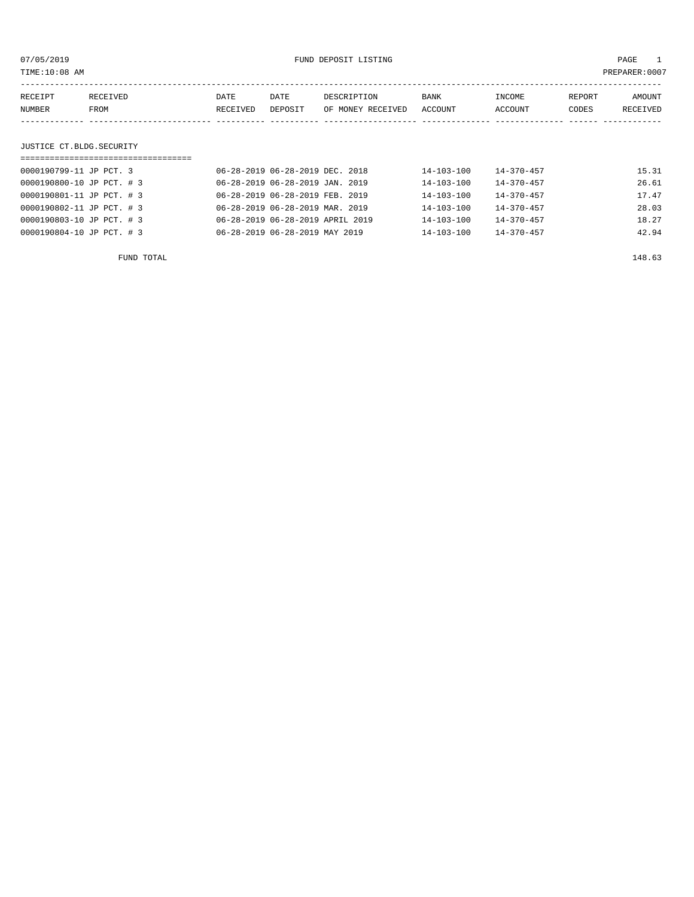07/05/2019 FUND DEPOSIT LISTING PAGE 1

TIME:10:08 AM PREPARER:0007

| RECEIPT NUMBER | RECEIVED FROM | DATE RECEIVED | DATE DEPOSIT | DESCRIPTION OF MONEY RECEIVED | BANK ACCOUNT | INCOME ACCOUNT | REPORT CODES | AMOUNT RECEIVED |
|---|---|---|---|---|---|---|---|---|

## JUSTICE CT.BLDG.SECURITY

| RECEIPT NUMBER | RECEIVED FROM | DATE RECEIVED | DATE DEPOSIT | DESCRIPTION OF MONEY RECEIVED | BANK ACCOUNT | INCOME ACCOUNT | REPORT CODES | AMOUNT RECEIVED |
|---|---|---|---|---|---|---|---|---|
| 0000190799-11 | JP PCT. 3 | 06-28-2019 | 06-28-2019 | DEC. 2018 | 14-103-100 | 14-370-457 | | 15.31 |
| 0000190800-10 | JP PCT. # 3 | 06-28-2019 | 06-28-2019 | JAN. 2019 | 14-103-100 | 14-370-457 | | 26.61 |
| 0000190801-11 | JP PCT. # 3 | 06-28-2019 | 06-28-2019 | FEB. 2019 | 14-103-100 | 14-370-457 | | 17.47 |
| 0000190802-11 | JP PCT. # 3 | 06-28-2019 | 06-28-2019 | MAR. 2019 | 14-103-100 | 14-370-457 | | 28.03 |
| 0000190803-10 | JP PCT. # 3 | 06-28-2019 | 06-28-2019 | APRIL 2019 | 14-103-100 | 14-370-457 | | 18.27 |
| 0000190804-10 | JP PCT. # 3 | 06-28-2019 | 06-28-2019 | MAY 2019 | 14-103-100 | 14-370-457 | | 42.94 |

FUND TOTAL 148.63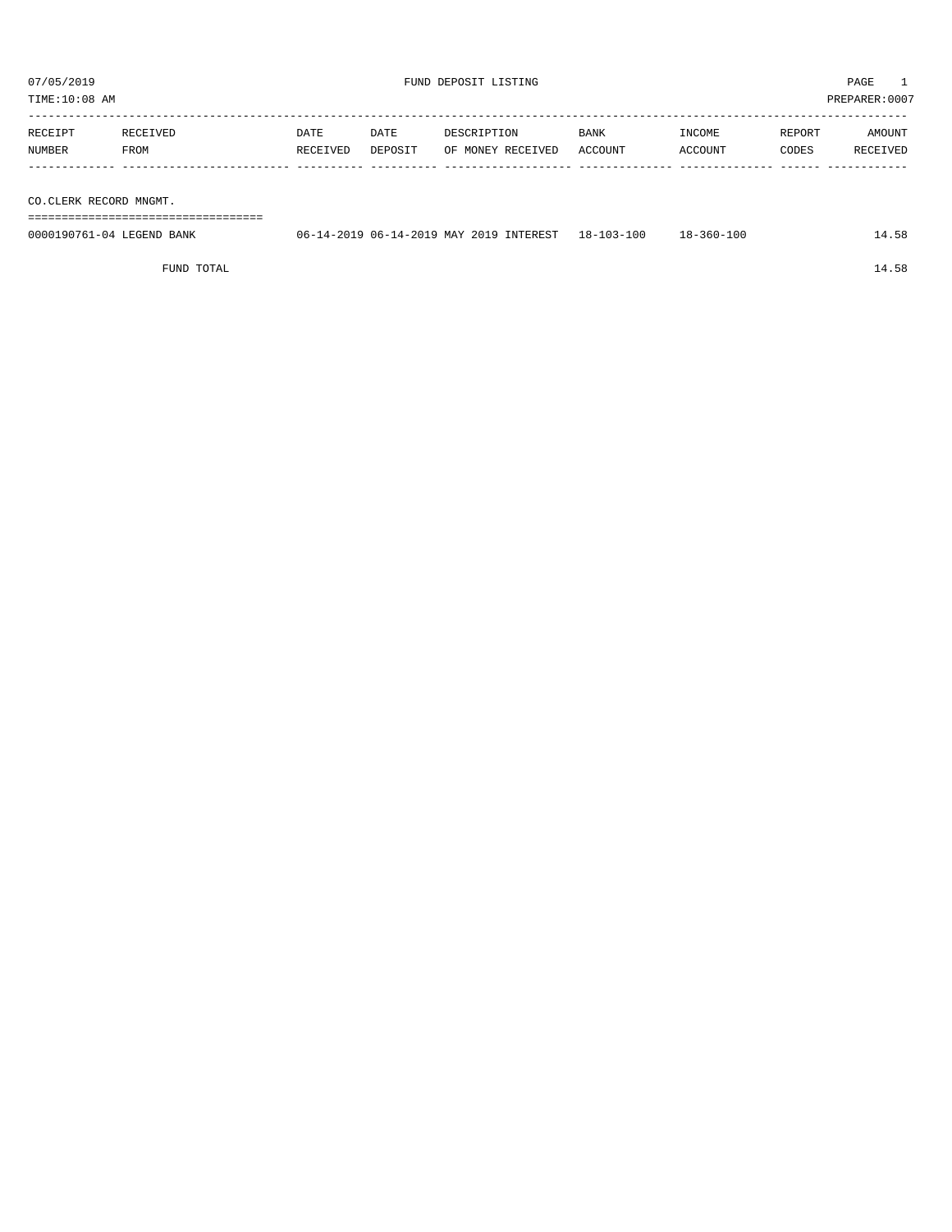07/05/2019 FUND DEPOSIT LISTING PAGE 1

TIME:10:08 AM PREPARER:0007

| RECEIPT NUMBER | RECEIVED FROM | DATE RECEIVED | DATE DEPOSIT | DESCRIPTION OF MONEY RECEIVED | BANK ACCOUNT | INCOME ACCOUNT | REPORT CODES | AMOUNT RECEIVED |
|---|---|---|---|---|---|---|---|---|
| **CO.CLERK RECORD MNGMT.** | | | | | | | | |
| 0000190761-04 | LEGEND BANK | 06-14-2019 | 06-14-2019 | MAY 2019 INTEREST | 18-103-100 | 18-360-100 | | 14.58 |
| | FUND TOTAL | | | | | | | 14.58 |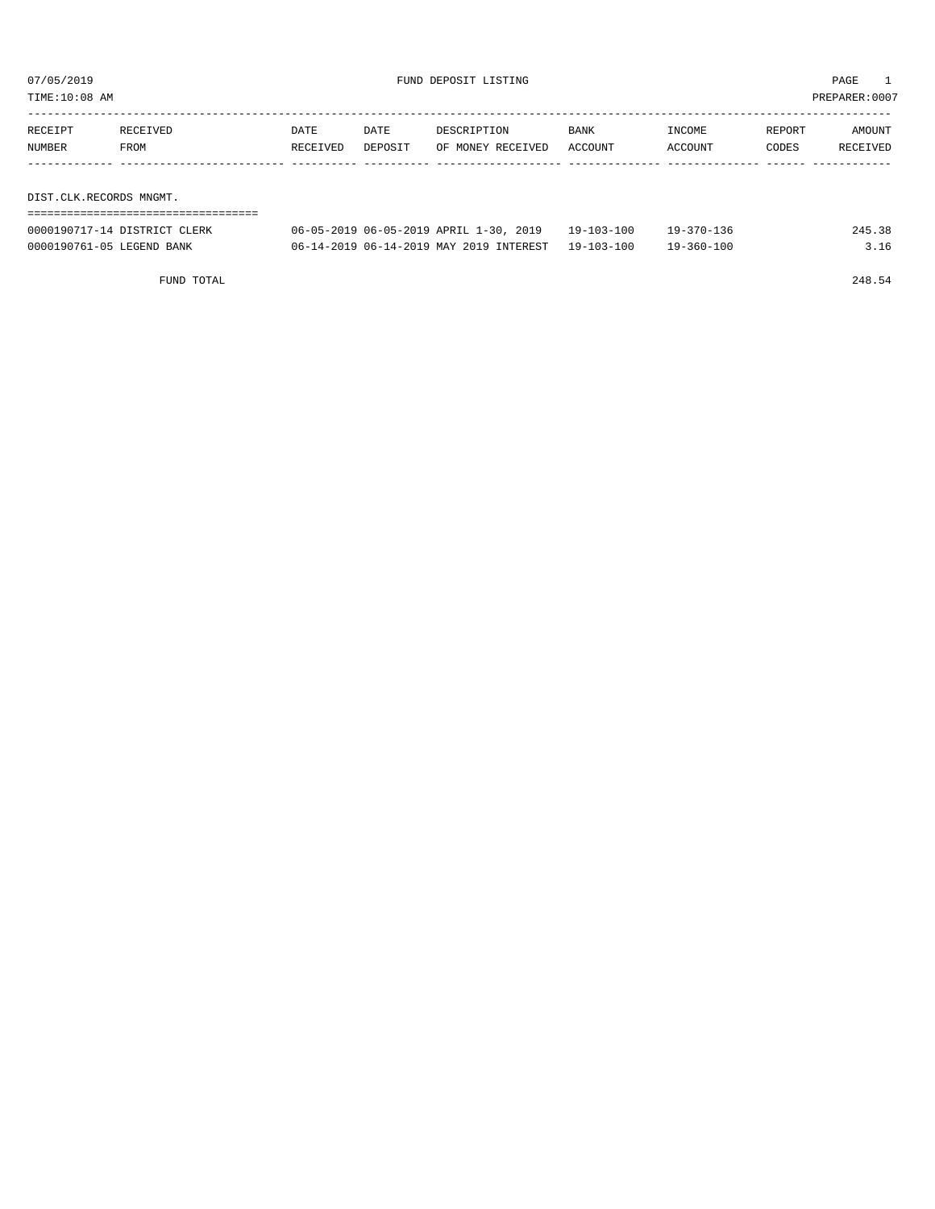07/05/2019 FUND DEPOSIT LISTING

TIME:10:08 AM PREPARER:0007

| RECEIPT NUMBER | RECEIVED FROM | DATE RECEIVED | DATE DEPOSIT | DESCRIPTION OF MONEY RECEIVED | BANK ACCOUNT | INCOME ACCOUNT | REPORT CODES | AMOUNT RECEIVED |
|---|---|---|---|---|---|---|---|---|
| **DIST.CLK.RECORDS MNGMT.** | | | | | | | | |
| 0000190717-14 | DISTRICT CLERK | 06-05-2019 | 06-05-2019 | APRIL 1-30, 2019 | 19-103-100 | 19-370-136 | | 245.38 |
| 0000190761-05 | LEGEND BANK | 06-14-2019 | 06-14-2019 | MAY 2019 INTEREST | 19-103-100 | 19-360-100 | | 3.16 |
| | FUND TOTAL | | | | | | | 248.54 |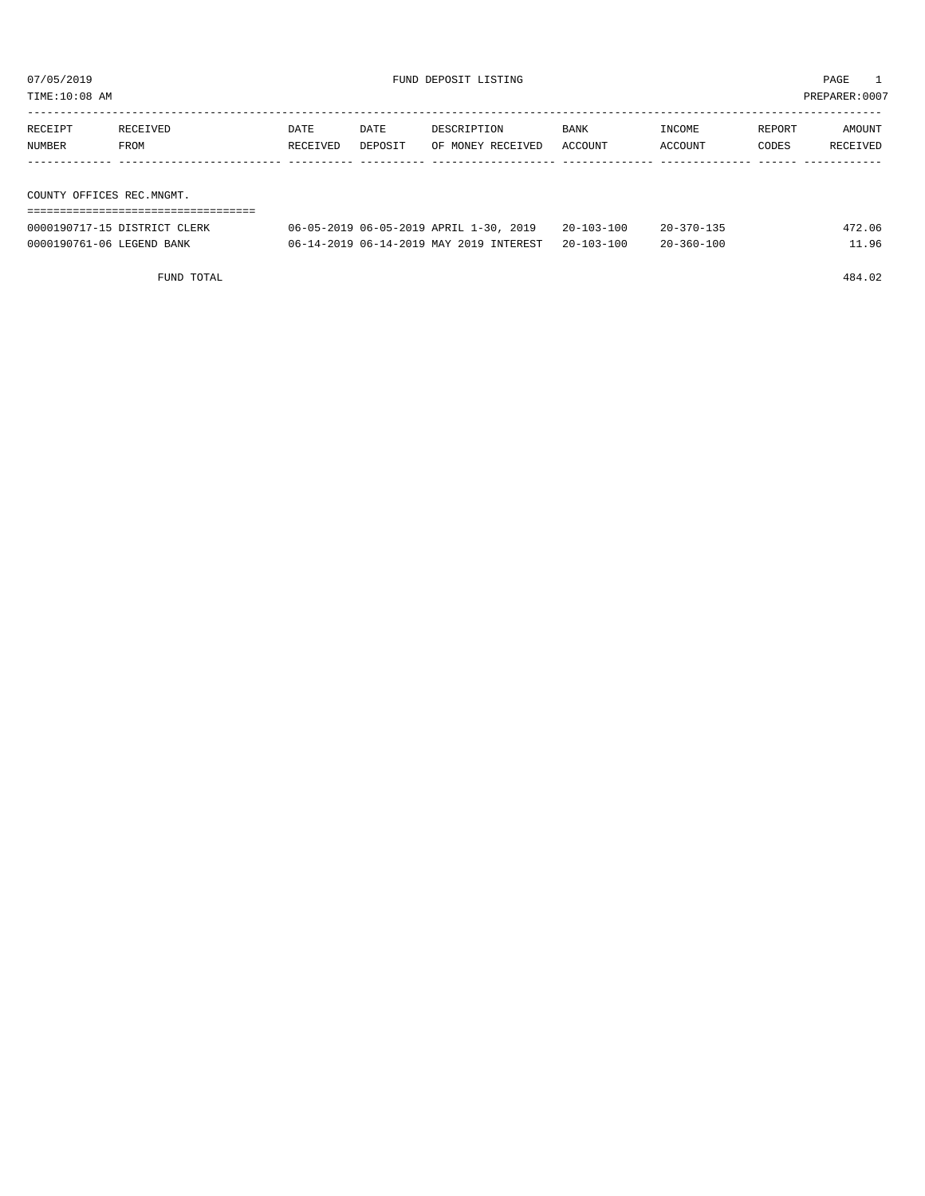07/05/2019 FUND DEPOSIT LISTING PAGE 1

TIME:10:08 AM PREPARER:0007

| RECEIPT NUMBER | RECEIVED FROM | DATE RECEIVED | DATE DEPOSIT | DESCRIPTION OF MONEY RECEIVED | BANK ACCOUNT | INCOME ACCOUNT | REPORT CODES | AMOUNT RECEIVED |
|---|---|---|---|---|---|---|---|---|
| **COUNTY OFFICES REC.MNGMT.** | | | | | | | | |
| 0000190717-15 | DISTRICT CLERK | 06-05-2019 | 06-05-2019 | APRIL 1-30, 2019 | 20-103-100 | 20-370-135 | | 472.06 |
| 0000190761-06 | LEGEND BANK | 06-14-2019 | 06-14-2019 | MAY 2019 INTEREST | 20-103-100 | 20-360-100 | | 11.96 |
| | FUND TOTAL | | | | | | | 484.02 |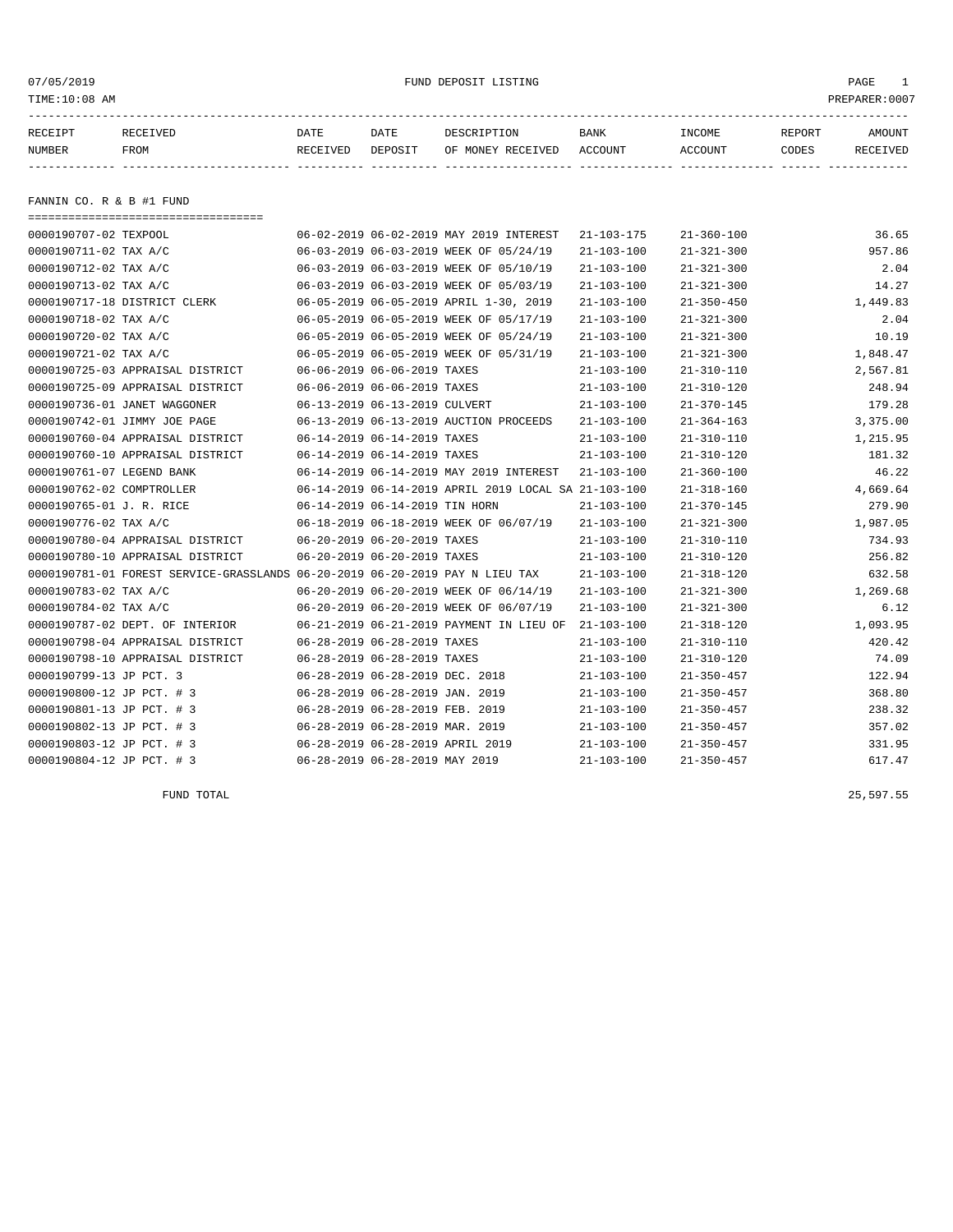07/05/2019 FUND DEPOSIT LISTING

TIME:10:08 AM PREPARER:0007

## FANNIN CO. R & B #1 FUND

| RECEIPT NUMBER | RECEIVED FROM | DATE RECEIVED | DATE DEPOSIT | DESCRIPTION OF MONEY RECEIVED | BANK ACCOUNT | INCOME ACCOUNT | REPORT CODES | AMOUNT RECEIVED |
|---|---|---|---|---|---|---|---|---|
| 0000190707-02 | TEXPOOL | 06-02-2019 | 06-02-2019 | MAY 2019 INTEREST | 21-103-175 | 21-360-100 | | 36.65 |
| 0000190711-02 | TAX A/C | 06-03-2019 | 06-03-2019 | WEEK OF 05/24/19 | 21-103-100 | 21-321-300 | | 957.86 |
| 0000190712-02 | TAX A/C | 06-03-2019 | 06-03-2019 | WEEK OF 05/10/19 | 21-103-100 | 21-321-300 | | 2.04 |
| 0000190713-02 | TAX A/C | 06-03-2019 | 06-03-2019 | WEEK OF 05/03/19 | 21-103-100 | 21-321-300 | | 14.27 |
| 0000190717-18 | DISTRICT CLERK | 06-05-2019 | 06-05-2019 | APRIL 1-30, 2019 | 21-103-100 | 21-350-450 | | 1,449.83 |
| 0000190718-02 | TAX A/C | 06-05-2019 | 06-05-2019 | WEEK OF 05/17/19 | 21-103-100 | 21-321-300 | | 2.04 |
| 0000190720-02 | TAX A/C | 06-05-2019 | 06-05-2019 | WEEK OF 05/24/19 | 21-103-100 | 21-321-300 | | 10.19 |
| 0000190721-02 | TAX A/C | 06-05-2019 | 06-05-2019 | WEEK OF 05/31/19 | 21-103-100 | 21-321-300 | | 1,848.47 |
| 0000190725-03 | APPRAISAL DISTRICT | 06-06-2019 | 06-06-2019 | TAXES | 21-103-100 | 21-310-110 | | 2,567.81 |
| 0000190725-09 | APPRAISAL DISTRICT | 06-06-2019 | 06-06-2019 | TAXES | 21-103-100 | 21-310-120 | | 248.94 |
| 0000190736-01 | JANET WAGGONER | 06-13-2019 | 06-13-2019 | CULVERT | 21-103-100 | 21-370-145 | | 179.28 |
| 0000190742-01 | JIMMY JOE PAGE | 06-13-2019 | 06-13-2019 | AUCTION PROCEEDS | 21-103-100 | 21-364-163 | | 3,375.00 |
| 0000190760-04 | APPRAISAL DISTRICT | 06-14-2019 | 06-14-2019 | TAXES | 21-103-100 | 21-310-110 | | 1,215.95 |
| 0000190760-10 | APPRAISAL DISTRICT | 06-14-2019 | 06-14-2019 | TAXES | 21-103-100 | 21-310-120 | | 181.32 |
| 0000190761-07 | LEGEND BANK | 06-14-2019 | 06-14-2019 | MAY 2019 INTEREST | 21-103-100 | 21-360-100 | | 46.22 |
| 0000190762-02 | COMPTROLLER | 06-14-2019 | 06-14-2019 | APRIL 2019 LOCAL SA | 21-103-100 | 21-318-160 | | 4,669.64 |
| 0000190765-01 | J. R. RICE | 06-14-2019 | 06-14-2019 | TIN HORN | 21-103-100 | 21-370-145 | | 279.90 |
| 0000190776-02 | TAX A/C | 06-18-2019 | 06-18-2019 | WEEK OF 06/07/19 | 21-103-100 | 21-321-300 | | 1,987.05 |
| 0000190780-04 | APPRAISAL DISTRICT | 06-20-2019 | 06-20-2019 | TAXES | 21-103-100 | 21-310-110 | | 734.93 |
| 0000190780-10 | APPRAISAL DISTRICT | 06-20-2019 | 06-20-2019 | TAXES | 21-103-100 | 21-310-120 | | 256.82 |
| 0000190781-01 | FOREST SERVICE-GRASSLANDS | 06-20-2019 | 06-20-2019 | PAY N LIEU TAX | 21-103-100 | 21-318-120 | | 632.58 |
| 0000190783-02 | TAX A/C | 06-20-2019 | 06-20-2019 | WEEK OF 06/14/19 | 21-103-100 | 21-321-300 | | 1,269.68 |
| 0000190784-02 | TAX A/C | 06-20-2019 | 06-20-2019 | WEEK OF 06/07/19 | 21-103-100 | 21-321-300 | | 6.12 |
| 0000190787-02 | DEPT. OF INTERIOR | 06-21-2019 | 06-21-2019 | PAYMENT IN LIEU OF | 21-103-100 | 21-318-120 | | 1,093.95 |
| 0000190798-04 | APPRAISAL DISTRICT | 06-28-2019 | 06-28-2019 | TAXES | 21-103-100 | 21-310-110 | | 420.42 |
| 0000190798-10 | APPRAISAL DISTRICT | 06-28-2019 | 06-28-2019 | TAXES | 21-103-100 | 21-310-120 | | 74.09 |
| 0000190799-13 | JP PCT. 3 | 06-28-2019 | 06-28-2019 | DEC. 2018 | 21-103-100 | 21-350-457 | | 122.94 |
| 0000190800-12 | JP PCT. # 3 | 06-28-2019 | 06-28-2019 | JAN. 2019 | 21-103-100 | 21-350-457 | | 368.80 |
| 0000190801-13 | JP PCT. # 3 | 06-28-2019 | 06-28-2019 | FEB. 2019 | 21-103-100 | 21-350-457 | | 238.32 |
| 0000190802-13 | JP PCT. # 3 | 06-28-2019 | 06-28-2019 | MAR. 2019 | 21-103-100 | 21-350-457 | | 357.02 |
| 0000190803-12 | JP PCT. # 3 | 06-28-2019 | 06-28-2019 | APRIL 2019 | 21-103-100 | 21-350-457 | | 331.95 |
| 0000190804-12 | JP PCT. # 3 | 06-28-2019 | 06-28-2019 | MAY 2019 | 21-103-100 | 21-350-457 | | 617.47 |
| | FUND TOTAL | | | | | | | 25,597.55 |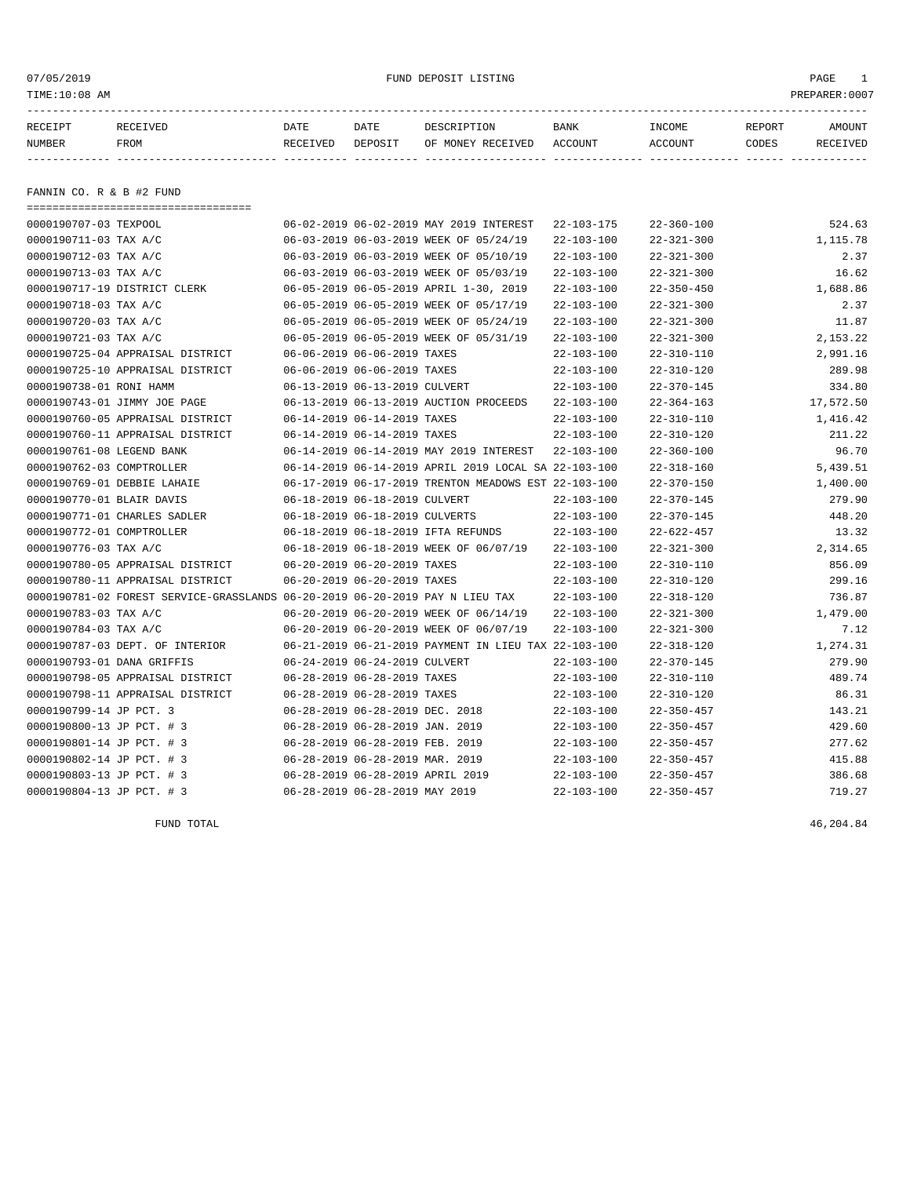07/05/2019 FUND DEPOSIT LISTING

TIME:10:08 AM PREPARER:0007

| RECEIPT NUMBER | RECEIVED FROM | DATE RECEIVED | DATE DEPOSIT | DESCRIPTION OF MONEY RECEIVED | BANK ACCOUNT | INCOME ACCOUNT | REPORT CODES | AMOUNT RECEIVED |
|---|---|---|---|---|---|---|---|---|

## FANNIN CO. R & B #2 FUND

| RECEIPT NUMBER | RECEIVED FROM | DATE RECEIVED | DATE DEPOSIT | DESCRIPTION OF MONEY RECEIVED | BANK ACCOUNT | INCOME ACCOUNT | REPORT CODES | AMOUNT RECEIVED |
|---|---|---|---|---|---|---|---|---|
| 0000190707-03 | TEXPOOL | 06-02-2019 | 06-02-2019 | MAY 2019 INTEREST | 22-103-175 | 22-360-100 | | 524.63 |
| 0000190711-03 | TAX A/C | 06-03-2019 | 06-03-2019 | WEEK OF 05/24/19 | 22-103-100 | 22-321-300 | | 1,115.78 |
| 0000190712-03 | TAX A/C | 06-03-2019 | 06-03-2019 | WEEK OF 05/10/19 | 22-103-100 | 22-321-300 | | 2.37 |
| 0000190713-03 | TAX A/C | 06-03-2019 | 06-03-2019 | WEEK OF 05/03/19 | 22-103-100 | 22-321-300 | | 16.62 |
| 0000190717-19 | DISTRICT CLERK | 06-05-2019 | 06-05-2019 | APRIL 1-30, 2019 | 22-103-100 | 22-350-450 | | 1,688.86 |
| 0000190718-03 | TAX A/C | 06-05-2019 | 06-05-2019 | WEEK OF 05/17/19 | 22-103-100 | 22-321-300 | | 2.37 |
| 0000190720-03 | TAX A/C | 06-05-2019 | 06-05-2019 | WEEK OF 05/24/19 | 22-103-100 | 22-321-300 | | 11.87 |
| 0000190721-03 | TAX A/C | 06-05-2019 | 06-05-2019 | WEEK OF 05/31/19 | 22-103-100 | 22-321-300 | | 2,153.22 |
| 0000190725-04 | APPRAISAL DISTRICT | 06-06-2019 | 06-06-2019 | TAXES | 22-103-100 | 22-310-110 | | 2,991.16 |
| 0000190725-10 | APPRAISAL DISTRICT | 06-06-2019 | 06-06-2019 | TAXES | 22-103-100 | 22-310-120 | | 289.98 |
| 0000190738-01 | RONI HAMM | 06-13-2019 | 06-13-2019 | CULVERT | 22-103-100 | 22-370-145 | | 334.80 |
| 0000190743-01 | JIMMY JOE PAGE | 06-13-2019 | 06-13-2019 | AUCTION PROCEEDS | 22-103-100 | 22-364-163 | | 17,572.50 |
| 0000190760-05 | APPRAISAL DISTRICT | 06-14-2019 | 06-14-2019 | TAXES | 22-103-100 | 22-310-110 | | 1,416.42 |
| 0000190760-11 | APPRAISAL DISTRICT | 06-14-2019 | 06-14-2019 | TAXES | 22-103-100 | 22-310-120 | | 211.22 |
| 0000190761-08 | LEGEND BANK | 06-14-2019 | 06-14-2019 | MAY 2019 INTEREST | 22-103-100 | 22-360-100 | | 96.70 |
| 0000190762-03 | COMPTROLLER | 06-14-2019 | 06-14-2019 | APRIL 2019 LOCAL SA | 22-103-100 | 22-318-160 | | 5,439.51 |
| 0000190769-01 | DEBBIE LAHAIE | 06-17-2019 | 06-17-2019 | TRENTON MEADOWS EST | 22-103-100 | 22-370-150 | | 1,400.00 |
| 0000190770-01 | BLAIR DAVIS | 06-18-2019 | 06-18-2019 | CULVERT | 22-103-100 | 22-370-145 | | 279.90 |
| 0000190771-01 | CHARLES SADLER | 06-18-2019 | 06-18-2019 | CULVERTS | 22-103-100 | 22-370-145 | | 448.20 |
| 0000190772-01 | COMPTROLLER | 06-18-2019 | 06-18-2019 | IFTA REFUNDS | 22-103-100 | 22-622-457 | | 13.32 |
| 0000190776-03 | TAX A/C | 06-18-2019 | 06-18-2019 | WEEK OF 06/07/19 | 22-103-100 | 22-321-300 | | 2,314.65 |
| 0000190780-05 | APPRAISAL DISTRICT | 06-20-2019 | 06-20-2019 | TAXES | 22-103-100 | 22-310-110 | | 856.09 |
| 0000190780-11 | APPRAISAL DISTRICT | 06-20-2019 | 06-20-2019 | TAXES | 22-103-100 | 22-310-120 | | 299.16 |
| 0000190781-02 | FOREST SERVICE-GRASSLANDS | 06-20-2019 | 06-20-2019 | PAY N LIEU TAX | 22-103-100 | 22-318-120 | | 736.87 |
| 0000190783-03 | TAX A/C | 06-20-2019 | 06-20-2019 | WEEK OF 06/14/19 | 22-103-100 | 22-321-300 | | 1,479.00 |
| 0000190784-03 | TAX A/C | 06-20-2019 | 06-20-2019 | WEEK OF 06/07/19 | 22-103-100 | 22-321-300 | | 7.12 |
| 0000190787-03 | DEPT. OF INTERIOR | 06-21-2019 | 06-21-2019 | PAYMENT IN LIEU TAX | 22-103-100 | 22-318-120 | | 1,274.31 |
| 0000190793-01 | DANA GRIFFIS | 06-24-2019 | 06-24-2019 | CULVERT | 22-103-100 | 22-370-145 | | 279.90 |
| 0000190798-05 | APPRAISAL DISTRICT | 06-28-2019 | 06-28-2019 | TAXES | 22-103-100 | 22-310-110 | | 489.74 |
| 0000190798-11 | APPRAISAL DISTRICT | 06-28-2019 | 06-28-2019 | TAXES | 22-103-100 | 22-310-120 | | 86.31 |
| 0000190799-14 | JP PCT. 3 | 06-28-2019 | 06-28-2019 | DEC. 2018 | 22-103-100 | 22-350-457 | | 143.21 |
| 0000190800-13 | JP PCT. # 3 | 06-28-2019 | 06-28-2019 | JAN. 2019 | 22-103-100 | 22-350-457 | | 429.60 |
| 0000190801-14 | JP PCT. # 3 | 06-28-2019 | 06-28-2019 | FEB. 2019 | 22-103-100 | 22-350-457 | | 277.62 |
| 0000190802-14 | JP PCT. # 3 | 06-28-2019 | 06-28-2019 | MAR. 2019 | 22-103-100 | 22-350-457 | | 415.88 |
| 0000190803-13 | JP PCT. # 3 | 06-28-2019 | 06-28-2019 | APRIL 2019 | 22-103-100 | 22-350-457 | | 386.68 |
| 0000190804-13 | JP PCT. # 3 | 06-28-2019 | 06-28-2019 | MAY 2019 | 22-103-100 | 22-350-457 | | 719.27 |
| | FUND TOTAL | | | | | | | 46,204.84 |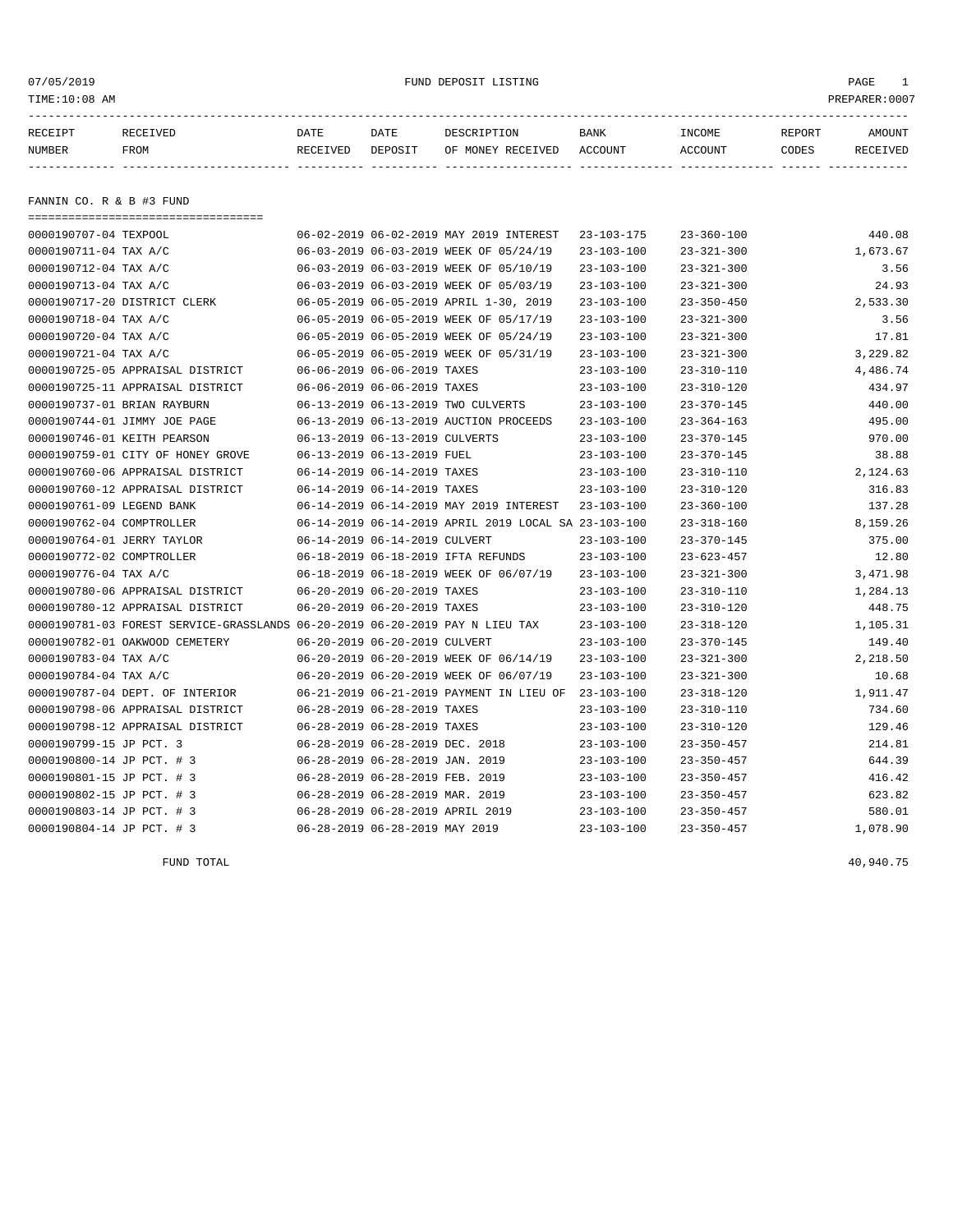07/05/2019 FUND DEPOSIT LISTING

TIME:10:08 AM PREPARER:0007

| RECEIPT NUMBER | RECEIVED FROM | DATE RECEIVED | DATE DEPOSIT | DESCRIPTION OF MONEY RECEIVED | BANK ACCOUNT | INCOME ACCOUNT | REPORT CODES | AMOUNT RECEIVED |
|---|---|---|---|---|---|---|---|---|

FANNIN CO. R & B #3 FUND

| RECEIPT NUMBER | RECEIVED FROM | DATE RECEIVED | DATE DEPOSIT | DESCRIPTION OF MONEY RECEIVED | BANK ACCOUNT | INCOME ACCOUNT | REPORT CODES | AMOUNT RECEIVED |
|---|---|---|---|---|---|---|---|---|
| 0000190707-04 | TEXPOOL | 06-02-2019 | 06-02-2019 | MAY 2019 INTEREST | 23-103-175 | 23-360-100 | | 440.08 |
| 0000190711-04 | TAX A/C | 06-03-2019 | 06-03-2019 | WEEK OF 05/24/19 | 23-103-100 | 23-321-300 | | 1,673.67 |
| 0000190712-04 | TAX A/C | 06-03-2019 | 06-03-2019 | WEEK OF 05/10/19 | 23-103-100 | 23-321-300 | | 3.56 |
| 0000190713-04 | TAX A/C | 06-03-2019 | 06-03-2019 | WEEK OF 05/03/19 | 23-103-100 | 23-321-300 | | 24.93 |
| 0000190717-20 | DISTRICT CLERK | 06-05-2019 | 06-05-2019 | APRIL 1-30, 2019 | 23-103-100 | 23-350-450 | | 2,533.30 |
| 0000190718-04 | TAX A/C | 06-05-2019 | 06-05-2019 | WEEK OF 05/17/19 | 23-103-100 | 23-321-300 | | 3.56 |
| 0000190720-04 | TAX A/C | 06-05-2019 | 06-05-2019 | WEEK OF 05/24/19 | 23-103-100 | 23-321-300 | | 17.81 |
| 0000190721-04 | TAX A/C | 06-05-2019 | 06-05-2019 | WEEK OF 05/31/19 | 23-103-100 | 23-321-300 | | 3,229.82 |
| 0000190725-05 | APPRAISAL DISTRICT | 06-06-2019 | 06-06-2019 | TAXES | 23-103-100 | 23-310-110 | | 4,486.74 |
| 0000190725-11 | APPRAISAL DISTRICT | 06-06-2019 | 06-06-2019 | TAXES | 23-103-100 | 23-310-120 | | 434.97 |
| 0000190737-01 | BRIAN RAYBURN | 06-13-2019 | 06-13-2019 | TWO CULVERTS | 23-103-100 | 23-370-145 | | 440.00 |
| 0000190744-01 | JIMMY JOE PAGE | 06-13-2019 | 06-13-2019 | AUCTION PROCEEDS | 23-103-100 | 23-364-163 | | 495.00 |
| 0000190746-01 | KEITH PEARSON | 06-13-2019 | 06-13-2019 | CULVERTS | 23-103-100 | 23-370-145 | | 970.00 |
| 0000190759-01 | CITY OF HONEY GROVE | 06-13-2019 | 06-13-2019 | FUEL | 23-103-100 | 23-370-145 | | 38.88 |
| 0000190760-06 | APPRAISAL DISTRICT | 06-14-2019 | 06-14-2019 | TAXES | 23-103-100 | 23-310-110 | | 2,124.63 |
| 0000190760-12 | APPRAISAL DISTRICT | 06-14-2019 | 06-14-2019 | TAXES | 23-103-100 | 23-310-120 | | 316.83 |
| 0000190761-09 | LEGEND BANK | 06-14-2019 | 06-14-2019 | MAY 2019 INTEREST | 23-103-100 | 23-360-100 | | 137.28 |
| 0000190762-04 | COMPTROLLER | 06-14-2019 | 06-14-2019 | APRIL 2019 LOCAL SA | 23-103-100 | 23-318-160 | | 8,159.26 |
| 0000190764-01 | JERRY TAYLOR | 06-14-2019 | 06-14-2019 | CULVERT | 23-103-100 | 23-370-145 | | 375.00 |
| 0000190772-02 | COMPTROLLER | 06-18-2019 | 06-18-2019 | IFTA REFUNDS | 23-103-100 | 23-623-457 | | 12.80 |
| 0000190776-04 | TAX A/C | 06-18-2019 | 06-18-2019 | WEEK OF 06/07/19 | 23-103-100 | 23-321-300 | | 3,471.98 |
| 0000190780-06 | APPRAISAL DISTRICT | 06-20-2019 | 06-20-2019 | TAXES | 23-103-100 | 23-310-110 | | 1,284.13 |
| 0000190780-12 | APPRAISAL DISTRICT | 06-20-2019 | 06-20-2019 | TAXES | 23-103-100 | 23-310-120 | | 448.75 |
| 0000190781-03 | FOREST SERVICE-GRASSLANDS | 06-20-2019 | 06-20-2019 | PAY N LIEU TAX | 23-103-100 | 23-318-120 | | 1,105.31 |
| 0000190782-01 | OAKWOOD CEMETERY | 06-20-2019 | 06-20-2019 | CULVERT | 23-103-100 | 23-370-145 | | 149.40 |
| 0000190783-04 | TAX A/C | 06-20-2019 | 06-20-2019 | WEEK OF 06/14/19 | 23-103-100 | 23-321-300 | | 2,218.50 |
| 0000190784-04 | TAX A/C | 06-20-2019 | 06-20-2019 | WEEK OF 06/07/19 | 23-103-100 | 23-321-300 | | 10.68 |
| 0000190787-04 | DEPT. OF INTERIOR | 06-21-2019 | 06-21-2019 | PAYMENT IN LIEU OF | 23-103-100 | 23-318-120 | | 1,911.47 |
| 0000190798-06 | APPRAISAL DISTRICT | 06-28-2019 | 06-28-2019 | TAXES | 23-103-100 | 23-310-110 | | 734.60 |
| 0000190798-12 | APPRAISAL DISTRICT | 06-28-2019 | 06-28-2019 | TAXES | 23-103-100 | 23-310-120 | | 129.46 |
| 0000190799-15 | JP PCT. 3 | 06-28-2019 | 06-28-2019 | DEC. 2018 | 23-103-100 | 23-350-457 | | 214.81 |
| 0000190800-14 | JP PCT. # 3 | 06-28-2019 | 06-28-2019 | JAN. 2019 | 23-103-100 | 23-350-457 | | 644.39 |
| 0000190801-15 | JP PCT. # 3 | 06-28-2019 | 06-28-2019 | FEB. 2019 | 23-103-100 | 23-350-457 | | 416.42 |
| 0000190802-15 | JP PCT. # 3 | 06-28-2019 | 06-28-2019 | MAR. 2019 | 23-103-100 | 23-350-457 | | 623.82 |
| 0000190803-14 | JP PCT. # 3 | 06-28-2019 | 06-28-2019 | APRIL 2019 | 23-103-100 | 23-350-457 | | 580.01 |
| 0000190804-14 | JP PCT. # 3 | 06-28-2019 | 06-28-2019 | MAY 2019 | 23-103-100 | 23-350-457 | | 1,078.90 |
| | FUND TOTAL | | | | | | | 40,940.75 |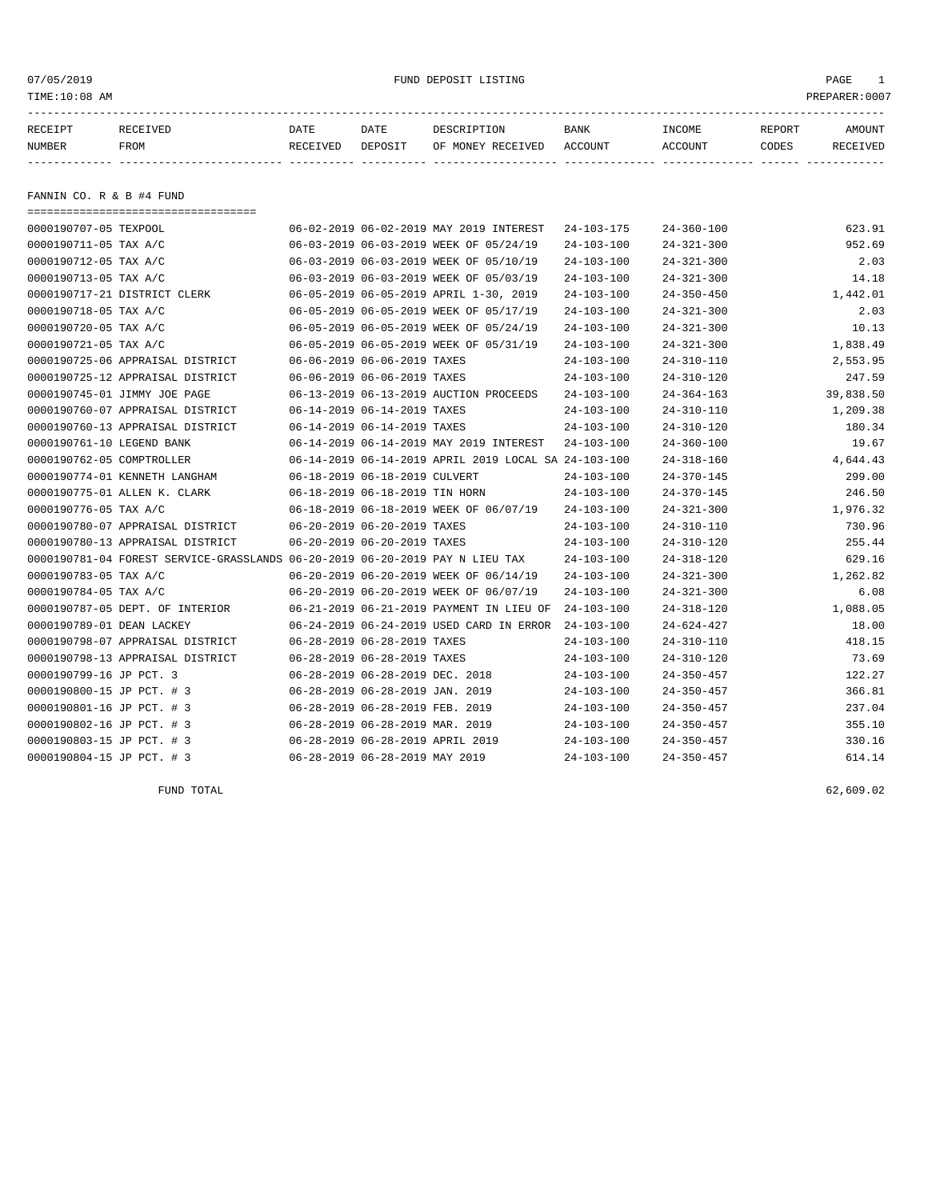07/05/2019 FUND DEPOSIT LISTING PAGE 1
TIME:10:08 AM PREPARER:0007

| RECEIPT NUMBER | RECEIVED FROM | DATE RECEIVED | DATE DEPOSIT | DESCRIPTION OF MONEY RECEIVED | BANK ACCOUNT | INCOME ACCOUNT | REPORT CODES | AMOUNT RECEIVED |
|---|---|---|---|---|---|---|---|---|
| **FANNIN CO. R & B #4 FUND** | | | | | | | | |
| 0000190707-05 | TEXPOOL | 06-02-2019 | 06-02-2019 | MAY 2019 INTEREST | 24-103-175 | 24-360-100 | | 623.91 |
| 0000190711-05 | TAX A/C | 06-03-2019 | 06-03-2019 | WEEK OF 05/24/19 | 24-103-100 | 24-321-300 | | 952.69 |
| 0000190712-05 | TAX A/C | 06-03-2019 | 06-03-2019 | WEEK OF 05/10/19 | 24-103-100 | 24-321-300 | | 2.03 |
| 0000190713-05 | TAX A/C | 06-03-2019 | 06-03-2019 | WEEK OF 05/03/19 | 24-103-100 | 24-321-300 | | 14.18 |
| 0000190717-21 | DISTRICT CLERK | 06-05-2019 | 06-05-2019 | APRIL 1-30, 2019 | 24-103-100 | 24-350-450 | | 1,442.01 |
| 0000190718-05 | TAX A/C | 06-05-2019 | 06-05-2019 | WEEK OF 05/17/19 | 24-103-100 | 24-321-300 | | 2.03 |
| 0000190720-05 | TAX A/C | 06-05-2019 | 06-05-2019 | WEEK OF 05/24/19 | 24-103-100 | 24-321-300 | | 10.13 |
| 0000190721-05 | TAX A/C | 06-05-2019 | 06-05-2019 | WEEK OF 05/31/19 | 24-103-100 | 24-321-300 | | 1,838.49 |
| 0000190725-06 | APPRAISAL DISTRICT | 06-06-2019 | 06-06-2019 | TAXES | 24-103-100 | 24-310-110 | | 2,553.95 |
| 0000190725-12 | APPRAISAL DISTRICT | 06-06-2019 | 06-06-2019 | TAXES | 24-103-100 | 24-310-120 | | 247.59 |
| 0000190745-01 | JIMMY JOE PAGE | 06-13-2019 | 06-13-2019 | AUCTION PROCEEDS | 24-103-100 | 24-364-163 | | 39,838.50 |
| 0000190760-07 | APPRAISAL DISTRICT | 06-14-2019 | 06-14-2019 | TAXES | 24-103-100 | 24-310-110 | | 1,209.38 |
| 0000190760-13 | APPRAISAL DISTRICT | 06-14-2019 | 06-14-2019 | TAXES | 24-103-100 | 24-310-120 | | 180.34 |
| 0000190761-10 | LEGEND BANK | 06-14-2019 | 06-14-2019 | MAY 2019 INTEREST | 24-103-100 | 24-360-100 | | 19.67 |
| 0000190762-05 | COMPTROLLER | 06-14-2019 | 06-14-2019 | APRIL 2019 LOCAL SA | 24-103-100 | 24-318-160 | | 4,644.43 |
| 0000190774-01 | KENNETH LANGHAM | 06-18-2019 | 06-18-2019 | CULVERT | 24-103-100 | 24-370-145 | | 299.00 |
| 0000190775-01 | ALLEN K. CLARK | 06-18-2019 | 06-18-2019 | TIN HORN | 24-103-100 | 24-370-145 | | 246.50 |
| 0000190776-05 | TAX A/C | 06-18-2019 | 06-18-2019 | WEEK OF 06/07/19 | 24-103-100 | 24-321-300 | | 1,976.32 |
| 0000190780-07 | APPRAISAL DISTRICT | 06-20-2019 | 06-20-2019 | TAXES | 24-103-100 | 24-310-110 | | 730.96 |
| 0000190780-13 | APPRAISAL DISTRICT | 06-20-2019 | 06-20-2019 | TAXES | 24-103-100 | 24-310-120 | | 255.44 |
| 0000190781-04 | FOREST SERVICE-GRASSLANDS | 06-20-2019 | 06-20-2019 | PAY N LIEU TAX | 24-103-100 | 24-318-120 | | 629.16 |
| 0000190783-05 | TAX A/C | 06-20-2019 | 06-20-2019 | WEEK OF 06/14/19 | 24-103-100 | 24-321-300 | | 1,262.82 |
| 0000190784-05 | TAX A/C | 06-20-2019 | 06-20-2019 | WEEK OF 06/07/19 | 24-103-100 | 24-321-300 | | 6.08 |
| 0000190787-05 | DEPT. OF INTERIOR | 06-21-2019 | 06-21-2019 | PAYMENT IN LIEU OF | 24-103-100 | 24-318-120 | | 1,088.05 |
| 0000190789-01 | DEAN LACKEY | 06-24-2019 | 06-24-2019 | USED CARD IN ERROR | 24-103-100 | 24-624-427 | | 18.00 |
| 0000190798-07 | APPRAISAL DISTRICT | 06-28-2019 | 06-28-2019 | TAXES | 24-103-100 | 24-310-110 | | 418.15 |
| 0000190798-13 | APPRAISAL DISTRICT | 06-28-2019 | 06-28-2019 | TAXES | 24-103-100 | 24-310-120 | | 73.69 |
| 0000190799-16 | JP PCT. 3 | 06-28-2019 | 06-28-2019 | DEC. 2018 | 24-103-100 | 24-350-457 | | 122.27 |
| 0000190800-15 | JP PCT. # 3 | 06-28-2019 | 06-28-2019 | JAN. 2019 | 24-103-100 | 24-350-457 | | 366.81 |
| 0000190801-16 | JP PCT. # 3 | 06-28-2019 | 06-28-2019 | FEB. 2019 | 24-103-100 | 24-350-457 | | 237.04 |
| 0000190802-16 | JP PCT. # 3 | 06-28-2019 | 06-28-2019 | MAR. 2019 | 24-103-100 | 24-350-457 | | 355.10 |
| 0000190803-15 | JP PCT. # 3 | 06-28-2019 | 06-28-2019 | APRIL 2019 | 24-103-100 | 24-350-457 | | 330.16 |
| 0000190804-15 | JP PCT. # 3 | 06-28-2019 | 06-28-2019 | MAY 2019 | 24-103-100 | 24-350-457 | | 614.14 |
| | FUND TOTAL | | | | | | | 62,609.02 |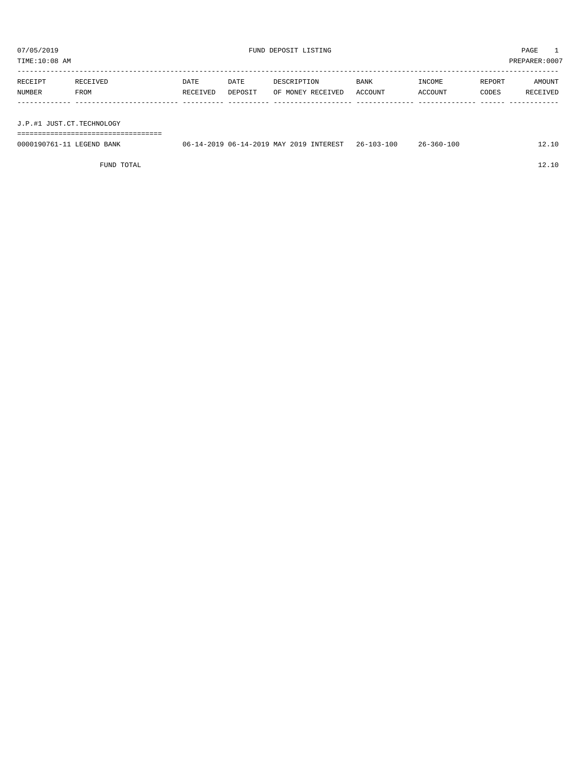# FUND DEPOSIT LISTING

07/05/2019
TIME:10:08 AM
PREPARER:0007

| RECEIPT NUMBER | RECEIVED FROM | DATE RECEIVED | DATE DEPOSIT | DESCRIPTION OF MONEY RECEIVED | BANK ACCOUNT | INCOME ACCOUNT | REPORT CODES | AMOUNT RECEIVED |
|---|---|---|---|---|---|---|---|---|
| **J.P.#1 JUST.CT.TECHNOLOGY** | | | | | | | | |
| 0000190761-11 | LEGEND BANK | 06-14-2019 | 06-14-2019 | MAY 2019 INTEREST | 26-103-100 | 26-360-100 | | 12.10 |
| | FUND TOTAL | | | | | | | 12.10 |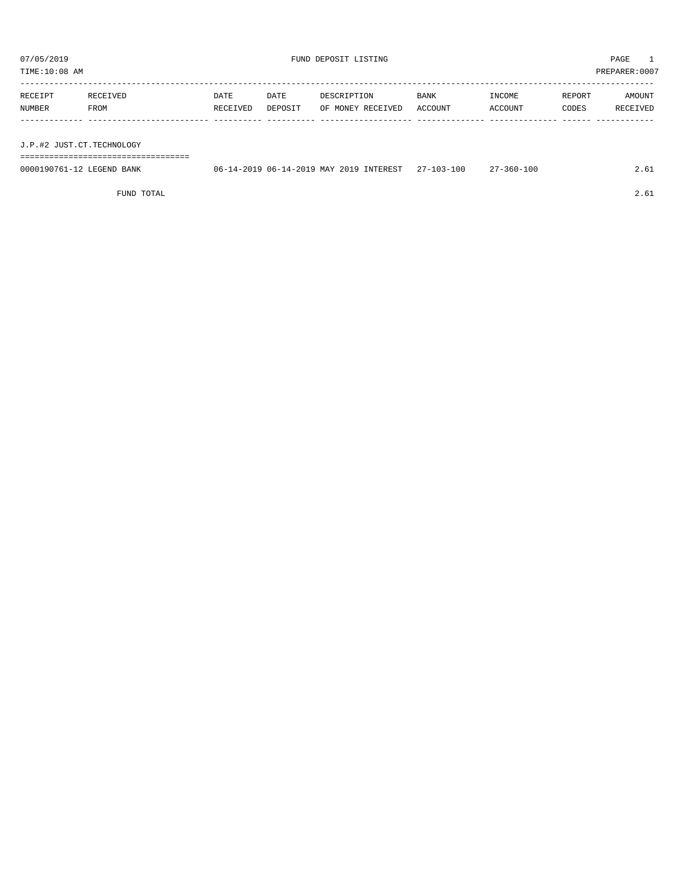07/05/2019 FUND DEPOSIT LISTING

TIME:10:08 AM PREPARER:0007

| RECEIPT NUMBER | RECEIVED FROM | DATE RECEIVED | DATE DEPOSIT | DESCRIPTION OF MONEY RECEIVED | BANK ACCOUNT | INCOME ACCOUNT | REPORT CODES | AMOUNT RECEIVED |
|---|---|---|---|---|---|---|---|---|
| **J.P.#2 JUST.CT.TECHNOLOGY** | | | | | | | | |
| 0000190761-12 | LEGEND BANK | 06-14-2019 | 06-14-2019 | MAY 2019 INTEREST | 27-103-100 | 27-360-100 | | 2.61 |
| | FUND TOTAL | | | | | | | 2.61 |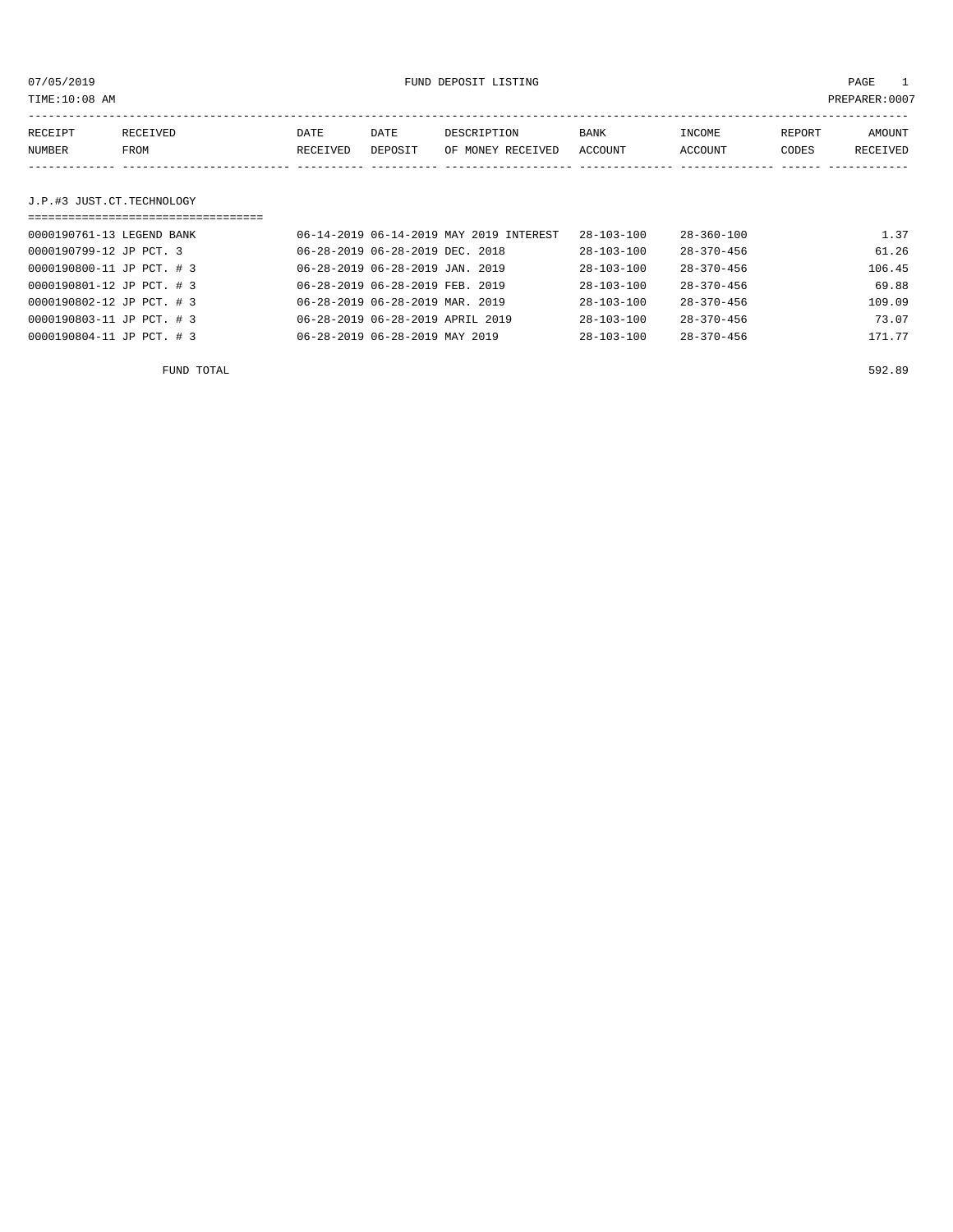07/05/2019 FUND DEPOSIT LISTING

TIME:10:08 AM PREPARER:0007

| RECEIPT NUMBER | RECEIVED FROM | DATE RECEIVED | DATE DEPOSIT | DESCRIPTION OF MONEY RECEIVED | BANK ACCOUNT | INCOME ACCOUNT | REPORT CODES | AMOUNT RECEIVED |
|---|---|---|---|---|---|---|---|---|
| **J.P.#3 JUST.CT.TECHNOLOGY** | | | | | | | | |
| 0000190761-13 | LEGEND BANK | 06-14-2019 | 06-14-2019 | MAY 2019 INTEREST | 28-103-100 | 28-360-100 | | 1.37 |
| 0000190799-12 | JP PCT. 3 | 06-28-2019 | 06-28-2019 | DEC. 2018 | 28-103-100 | 28-370-456 | | 61.26 |
| 0000190800-11 | JP PCT. # 3 | 06-28-2019 | 06-28-2019 | JAN. 2019 | 28-103-100 | 28-370-456 | | 106.45 |
| 0000190801-12 | JP PCT. # 3 | 06-28-2019 | 06-28-2019 | FEB. 2019 | 28-103-100 | 28-370-456 | | 69.88 |
| 0000190802-12 | JP PCT. # 3 | 06-28-2019 | 06-28-2019 | MAR. 2019 | 28-103-100 | 28-370-456 | | 109.09 |
| 0000190803-11 | JP PCT. # 3 | 06-28-2019 | 06-28-2019 | APRIL 2019 | 28-103-100 | 28-370-456 | | 73.07 |
| 0000190804-11 | JP PCT. # 3 | 06-28-2019 | 06-28-2019 | MAY 2019 | 28-103-100 | 28-370-456 | | 171.77 |
| | FUND TOTAL | | | | | | | 592.89 |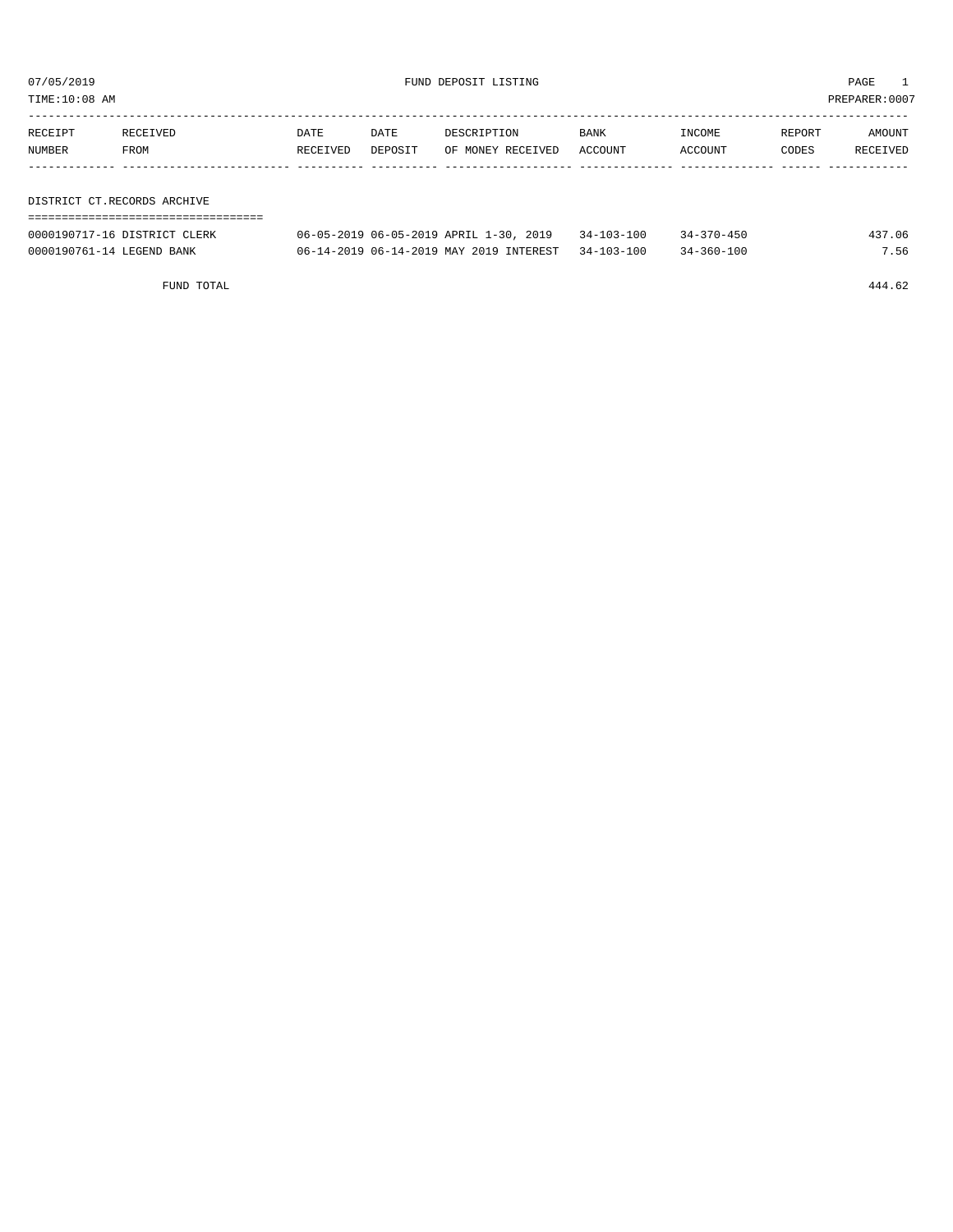07/05/2019 FUND DEPOSIT LISTING

TIME:10:08 AM PREPARER:0007

| RECEIPT NUMBER | RECEIVED FROM | DATE RECEIVED | DATE DEPOSIT | DESCRIPTION OF MONEY RECEIVED | BANK ACCOUNT | INCOME ACCOUNT | REPORT CODES | AMOUNT RECEIVED |
|---|---|---|---|---|---|---|---|---|
| **DISTRICT CT.RECORDS ARCHIVE** | | | | | | | | |
| 0000190717-16 | DISTRICT CLERK | 06-05-2019 | 06-05-2019 | APRIL 1-30, 2019 | 34-103-100 | 34-370-450 | | 437.06 |
| 0000190761-14 | LEGEND BANK | 06-14-2019 | 06-14-2019 | MAY 2019 INTEREST | 34-103-100 | 34-360-100 | | 7.56 |
| | FUND TOTAL | | | | | | | 444.62 |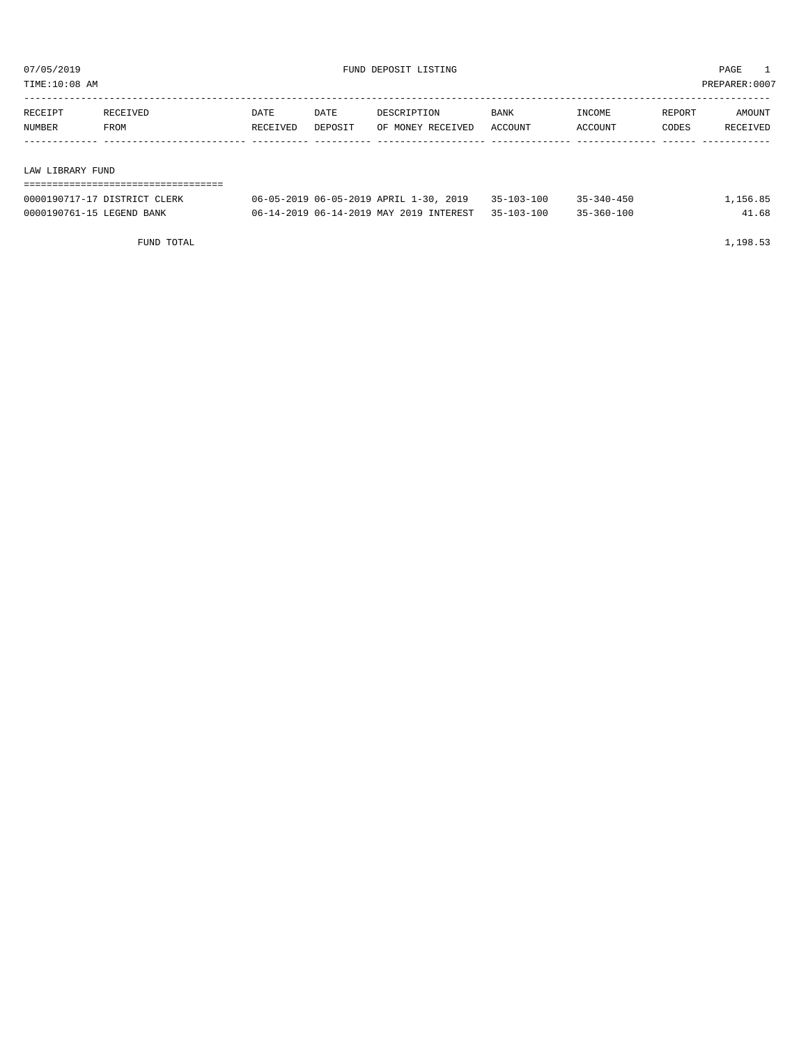07/05/2019 FUND DEPOSIT LISTING PAGE 1

TIME:10:08 AM PREPARER:0007

| RECEIPT NUMBER | RECEIVED FROM | DATE RECEIVED | DATE DEPOSIT | DESCRIPTION OF MONEY RECEIVED | BANK ACCOUNT | INCOME ACCOUNT | REPORT CODES | AMOUNT RECEIVED |
|---|---|---|---|---|---|---|---|---|
| **LAW LIBRARY FUND** | | | | | | | | |
| 0000190717-17 | DISTRICT CLERK | 06-05-2019 | 06-05-2019 | APRIL 1-30, 2019 | 35-103-100 | 35-340-450 | | 1,156.85 |
| 0000190761-15 | LEGEND BANK | 06-14-2019 | 06-14-2019 | MAY 2019 INTEREST | 35-103-100 | 35-360-100 | | 41.68 |
| | FUND TOTAL | | | | | | | 1,198.53 |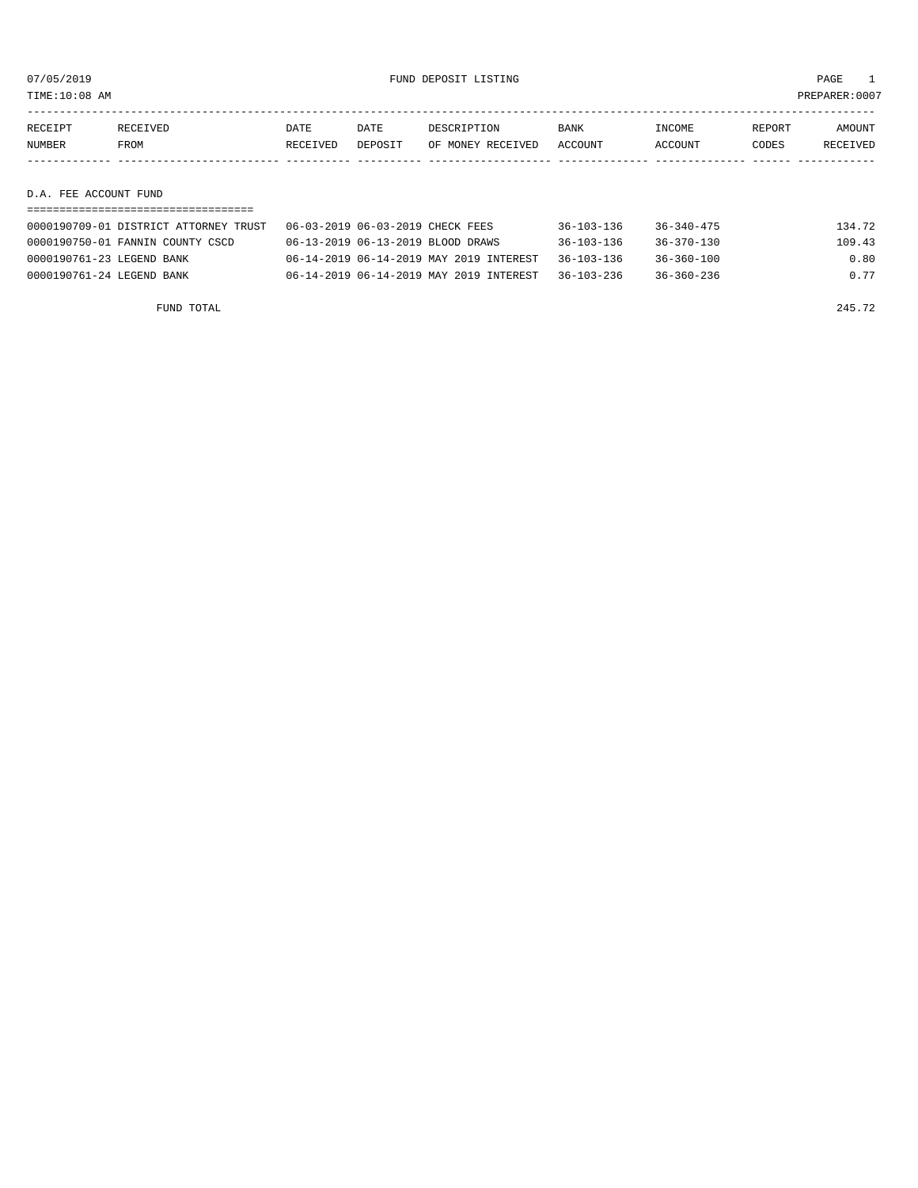07/05/2019 FUND DEPOSIT LISTING

TIME:10:08 AM PREPARER:0007

| RECEIPT NUMBER | RECEIVED FROM | DATE RECEIVED | DATE DEPOSIT | DESCRIPTION OF MONEY RECEIVED | BANK ACCOUNT | INCOME ACCOUNT | REPORT CODES | AMOUNT RECEIVED |
|---|---|---|---|---|---|---|---|---|
| **D.A. FEE ACCOUNT FUND** | | | | | | | | |
| 0000190709-01 | DISTRICT ATTORNEY TRUST | 06-03-2019 | 06-03-2019 | CHECK FEES | 36-103-136 | 36-340-475 | | 134.72 |
| 0000190750-01 | FANNIN COUNTY CSCD | 06-13-2019 | 06-13-2019 | BLOOD DRAWS | 36-103-136 | 36-370-130 | | 109.43 |
| 0000190761-23 | LEGEND BANK | 06-14-2019 | 06-14-2019 | MAY 2019 INTEREST | 36-103-136 | 36-360-100 | | 0.80 |
| 0000190761-24 | LEGEND BANK | 06-14-2019 | 06-14-2019 | MAY 2019 INTEREST | 36-103-236 | 36-360-236 | | 0.77 |
| | FUND TOTAL | | | | | | | 245.72 |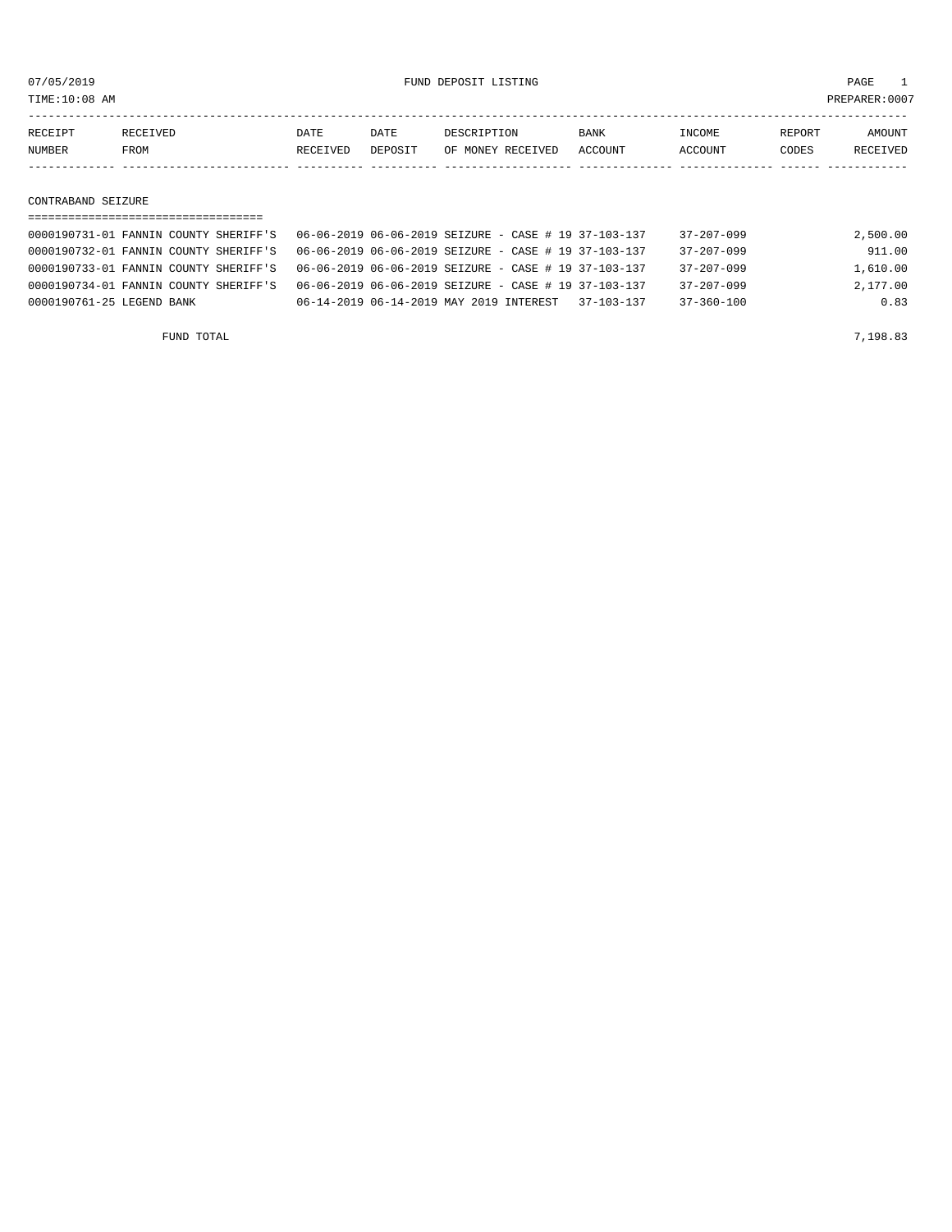07/05/2019 FUND DEPOSIT LISTING

TIME:10:08 AM PREPARER:0007

| RECEIPT NUMBER | RECEIVED FROM | DATE RECEIVED | DATE DEPOSIT | DESCRIPTION OF MONEY RECEIVED | BANK ACCOUNT | INCOME ACCOUNT | REPORT CODES | AMOUNT RECEIVED |
|---|---|---|---|---|---|---|---|---|

## CONTRABAND SEIZURE

| RECEIPT NUMBER | RECEIVED FROM | DATE RECEIVED | DATE DEPOSIT | DESCRIPTION OF MONEY RECEIVED | BANK ACCOUNT | INCOME ACCOUNT | REPORT CODES | AMOUNT RECEIVED |
|---|---|---|---|---|---|---|---|---|
| 0000190731-01 | FANNIN COUNTY SHERIFF'S | 06-06-2019 | 06-06-2019 | SEIZURE - CASE # 19 | 37-103-137 | 37-207-099 | | 2,500.00 |
| 0000190732-01 | FANNIN COUNTY SHERIFF'S | 06-06-2019 | 06-06-2019 | SEIZURE - CASE # 19 | 37-103-137 | 37-207-099 | | 911.00 |
| 0000190733-01 | FANNIN COUNTY SHERIFF'S | 06-06-2019 | 06-06-2019 | SEIZURE - CASE # 19 | 37-103-137 | 37-207-099 | | 1,610.00 |
| 0000190734-01 | FANNIN COUNTY SHERIFF'S | 06-06-2019 | 06-06-2019 | SEIZURE - CASE # 19 | 37-103-137 | 37-207-099 | | 2,177.00 |
| 0000190761-25 | LEGEND BANK | 06-14-2019 | 06-14-2019 | MAY 2019 INTEREST | 37-103-137 | 37-360-100 | | 0.83 |
| | FUND TOTAL | | | | | | | 7,198.83 |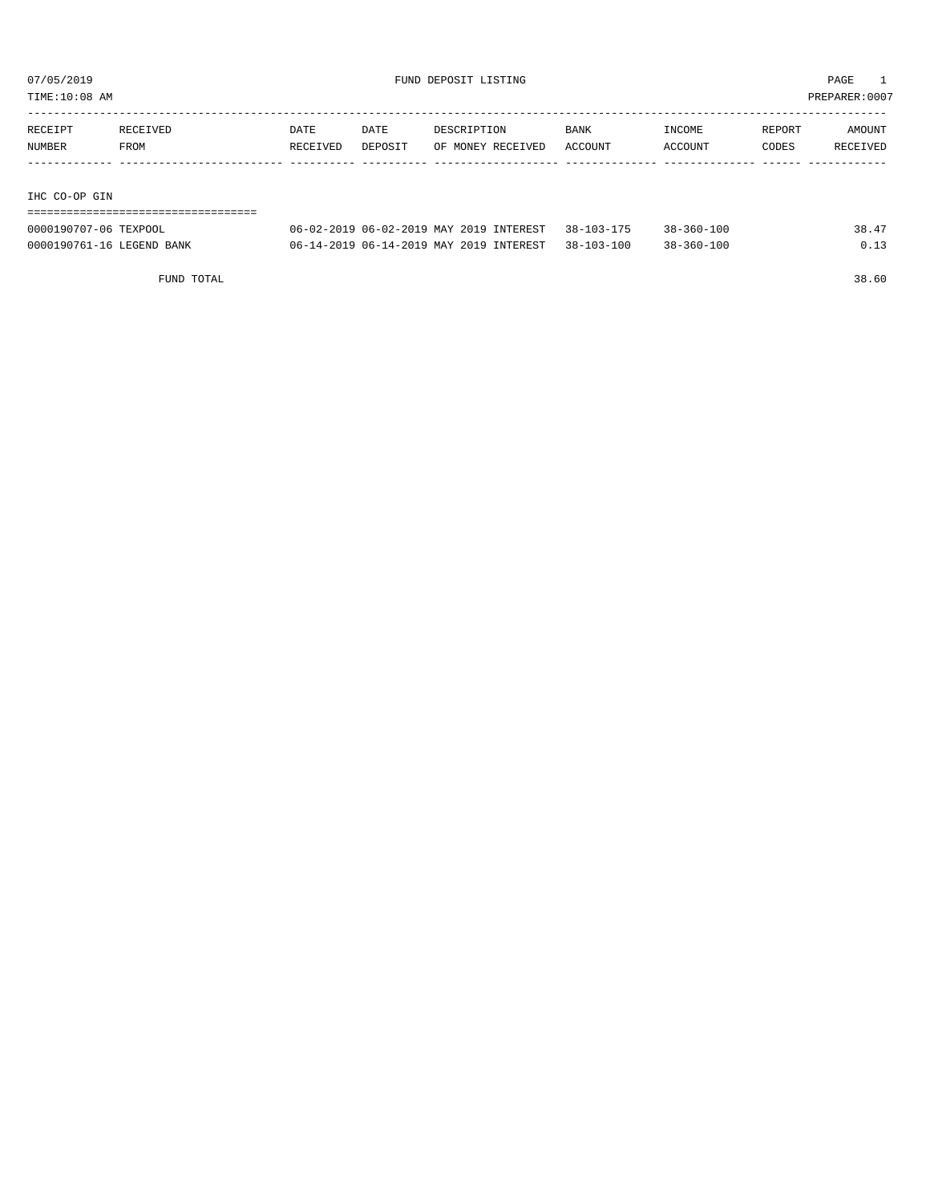07/05/2019 FUND DEPOSIT LISTING PAGE 1
TIME:10:08 AM PREPARER:0007

| RECEIPT NUMBER | RECEIVED FROM | DATE RECEIVED | DATE DEPOSIT | DESCRIPTION OF MONEY RECEIVED | BANK ACCOUNT | INCOME ACCOUNT | REPORT CODES | AMOUNT RECEIVED |
|---|---|---|---|---|---|---|---|---|
| **IHC CO-OP GIN** | | | | | | | | |
| 0000190707-06 | TEXPOOL | 06-02-2019 | 06-02-2019 | MAY 2019 INTEREST | 38-103-175 | 38-360-100 | | 38.47 |
| 0000190761-16 | LEGEND BANK | 06-14-2019 | 06-14-2019 | MAY 2019 INTEREST | 38-103-100 | 38-360-100 | | 0.13 |
| | FUND TOTAL | | | | | | | 38.60 |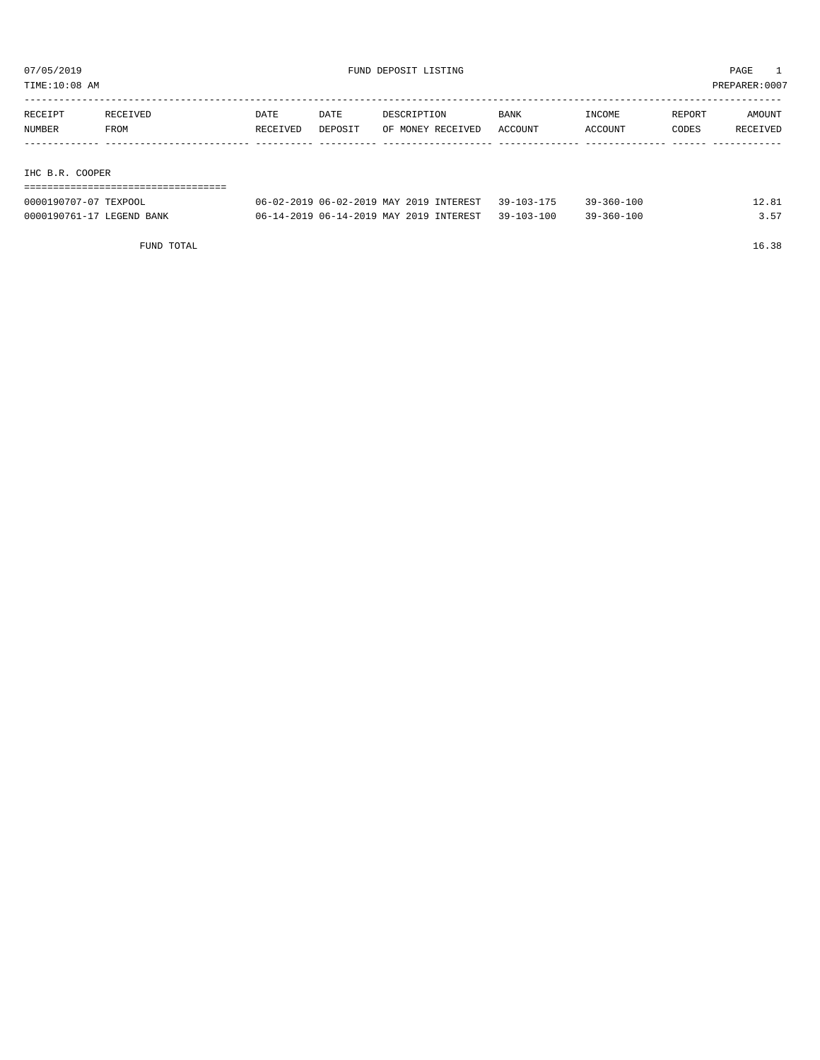07/05/2019 FUND DEPOSIT LISTING PAGE 1

TIME:10:08 AM PREPARER:0007

| RECEIPT NUMBER | RECEIVED FROM | DATE RECEIVED | DATE DEPOSIT | DESCRIPTION OF MONEY RECEIVED | BANK ACCOUNT | INCOME ACCOUNT | REPORT CODES | AMOUNT RECEIVED |
|---|---|---|---|---|---|---|---|---|
| **IHC B.R. COOPER** | | | | | | | | |
| 0000190707-07 | TEXPOOL | 06-02-2019 | 06-02-2019 | MAY 2019 INTEREST | 39-103-175 | 39-360-100 | | 12.81 |
| 0000190761-17 | LEGEND BANK | 06-14-2019 | 06-14-2019 | MAY 2019 INTEREST | 39-103-100 | 39-360-100 | | 3.57 |
| | FUND TOTAL | | | | | | | 16.38 |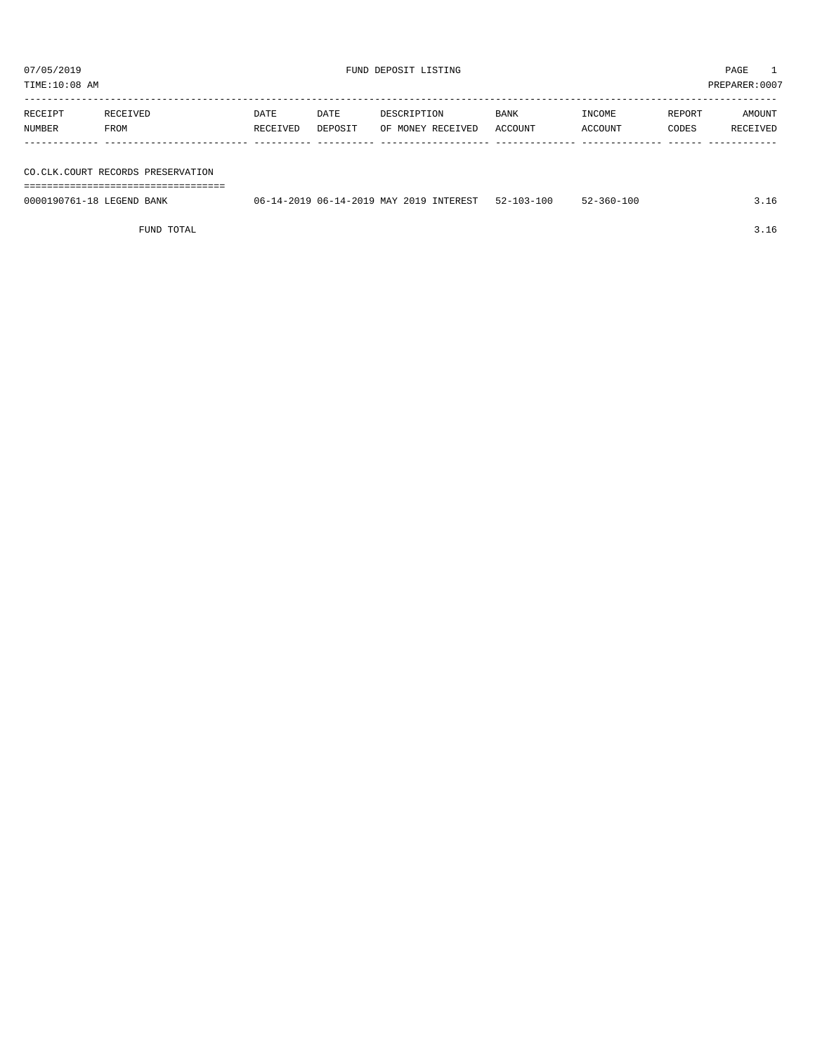07/05/2019 FUND DEPOSIT LISTING PAGE 1

TIME:10:08 AM PREPARER:0007

| RECEIPT NUMBER | RECEIVED FROM | DATE RECEIVED | DATE DEPOSIT | DESCRIPTION OF MONEY RECEIVED | BANK ACCOUNT | INCOME ACCOUNT | REPORT CODES | AMOUNT RECEIVED |
|---|---|---|---|---|---|---|---|---|
| **CO.CLK.COURT RECORDS PRESERVATION** | | | | | | | | |
| 0000190761-18 | LEGEND BANK | 06-14-2019 | 06-14-2019 | MAY 2019 INTEREST | 52-103-100 | 52-360-100 | | 3.16 |
| | FUND TOTAL | | | | | | | 3.16 |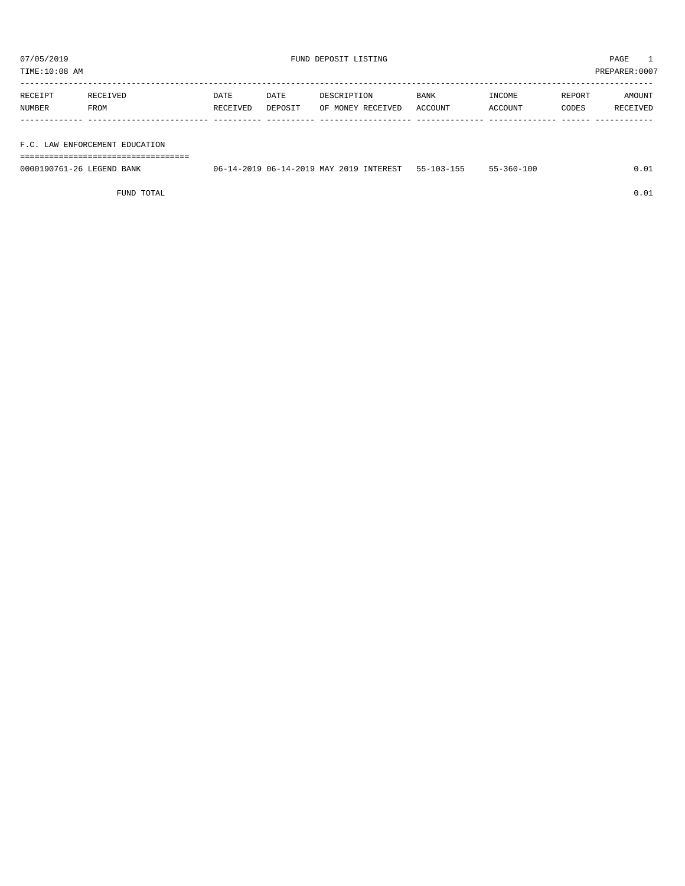# FUND DEPOSIT LISTING

07/05/2019
TIME:10:08 AM
PAGE 1
PREPARER:0007

| RECEIPT NUMBER | RECEIVED FROM | DATE RECEIVED | DATE DEPOSIT | DESCRIPTION OF MONEY RECEIVED | BANK ACCOUNT | INCOME ACCOUNT | REPORT CODES | AMOUNT RECEIVED |
|---|---|---|---|---|---|---|---|---|
| **F.C. LAW ENFORCEMENT EDUCATION** | | | | | | | | |
| 0000190761-26 | LEGEND BANK | 06-14-2019 | 06-14-2019 | MAY 2019 INTEREST | 55-103-155 | 55-360-100 | | 0.01 |
| | FUND TOTAL | | | | | | | 0.01 |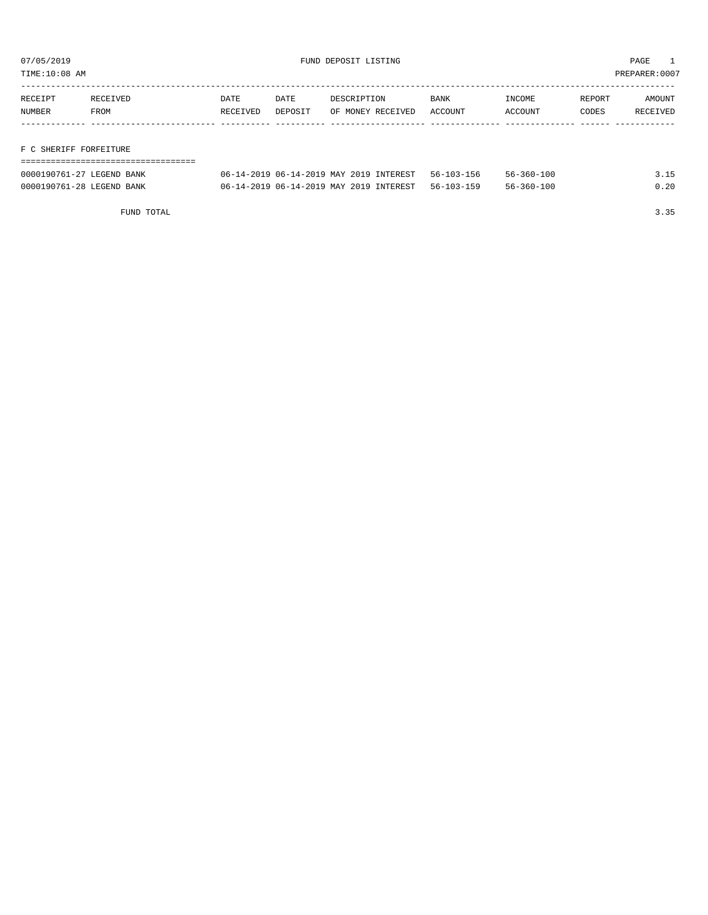07/05/2019 FUND DEPOSIT LISTING

TIME:10:08 AM PREPARER:0007

| RECEIPT NUMBER | RECEIVED FROM | DATE RECEIVED | DATE DEPOSIT | DESCRIPTION OF MONEY RECEIVED | BANK ACCOUNT | INCOME ACCOUNT | REPORT CODES | AMOUNT RECEIVED |
|---|---|---|---|---|---|---|---|---|
| **F C SHERIFF FORFEITURE** | | | | | | | | |
| 0000190761-27 | LEGEND BANK | 06-14-2019 | 06-14-2019 | MAY 2019 INTEREST | 56-103-156 | 56-360-100 | | 3.15 |
| 0000190761-28 | LEGEND BANK | 06-14-2019 | 06-14-2019 | MAY 2019 INTEREST | 56-103-159 | 56-360-100 | | 0.20 |
| | FUND TOTAL | | | | | | | 3.35 |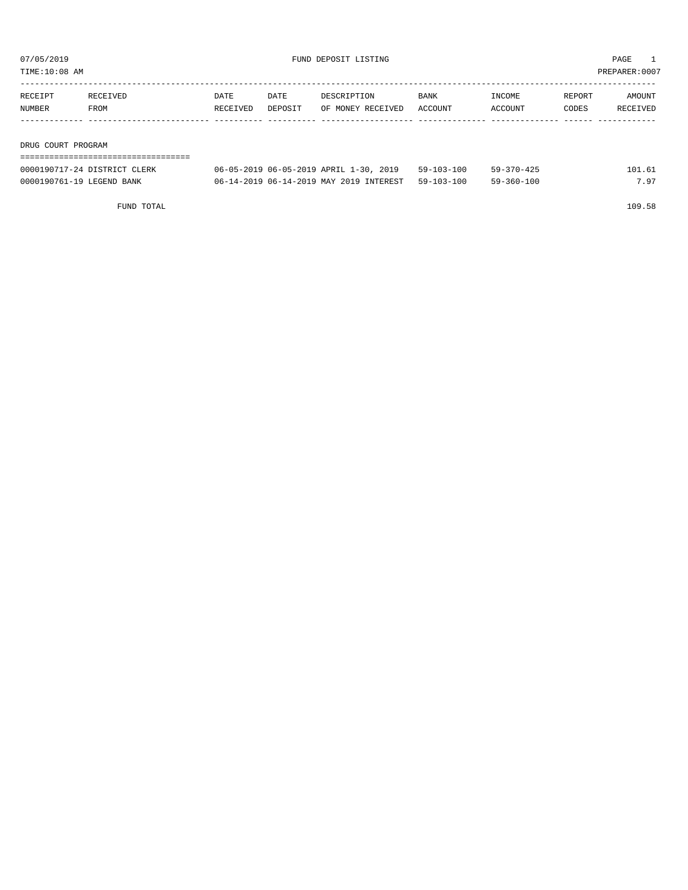07/05/2019 FUND DEPOSIT LISTING

TIME:10:08 AM PREPARER:0007

| RECEIPT NUMBER | RECEIVED FROM | DATE RECEIVED | DATE DEPOSIT | DESCRIPTION OF MONEY RECEIVED | BANK ACCOUNT | INCOME ACCOUNT | REPORT CODES | AMOUNT RECEIVED |
|---|---|---|---|---|---|---|---|---|
| **DRUG COURT PROGRAM** | | | | | | | | |
| 0000190717-24 | DISTRICT CLERK | 06-05-2019 | 06-05-2019 | APRIL 1-30, 2019 | 59-103-100 | 59-370-425 | | 101.61 |
| 0000190761-19 | LEGEND BANK | 06-14-2019 | 06-14-2019 | MAY 2019 INTEREST | 59-103-100 | 59-360-100 | | 7.97 |
| | FUND TOTAL | | | | | | | 109.58 |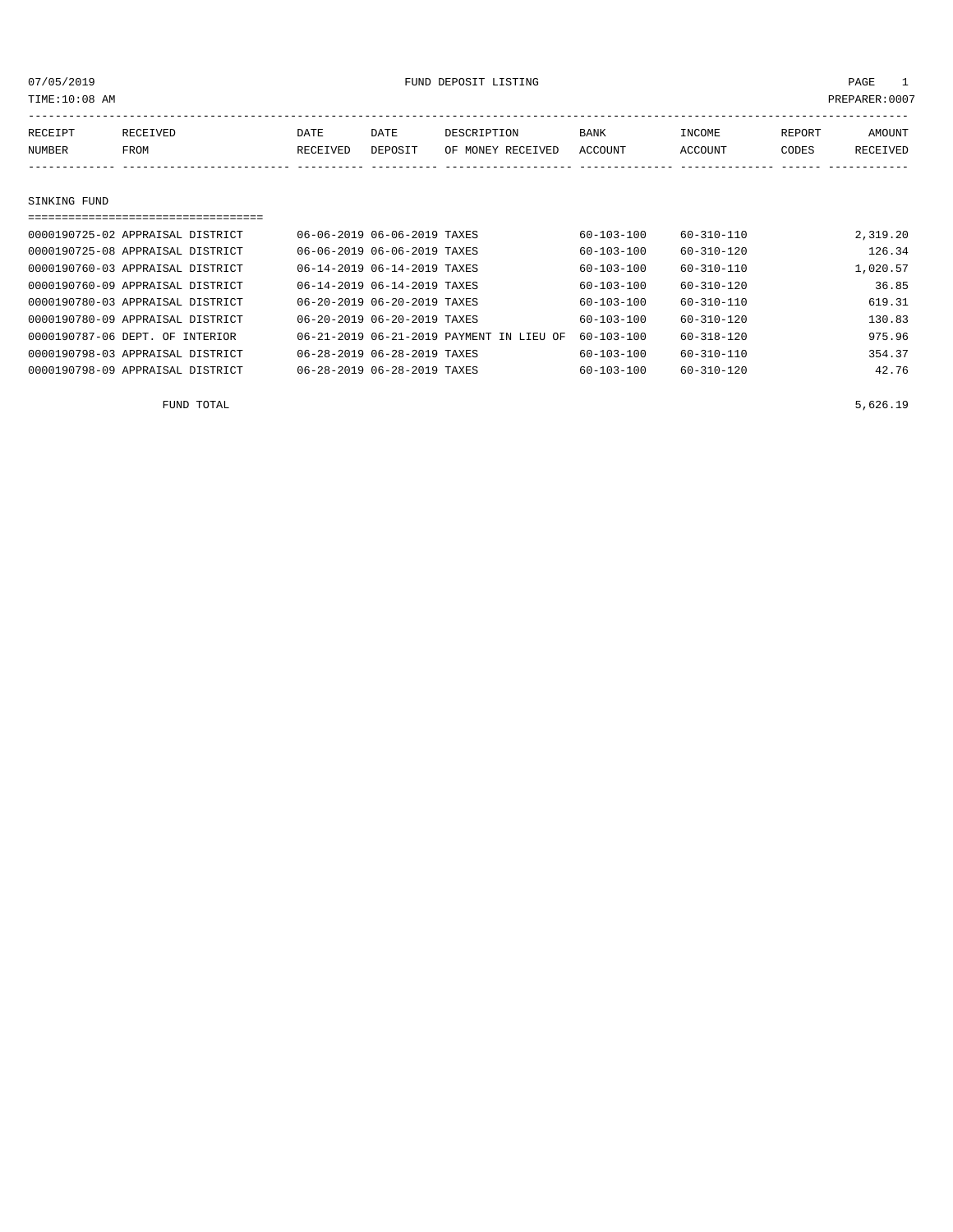07/05/2019 FUND DEPOSIT LISTING

TIME:10:08 AM PREPARER:0007

| RECEIPT NUMBER | RECEIVED FROM | DATE RECEIVED | DATE DEPOSIT | DESCRIPTION OF MONEY RECEIVED | BANK ACCOUNT | INCOME ACCOUNT | REPORT CODES | AMOUNT RECEIVED |
|---|---|---|---|---|---|---|---|---|
| **SINKING FUND** | | | | | | | | |
| 0000190725-02 | APPRAISAL DISTRICT | 06-06-2019 | 06-06-2019 | TAXES | 60-103-100 | 60-310-110 | | 2,319.20 |
| 0000190725-08 | APPRAISAL DISTRICT | 06-06-2019 | 06-06-2019 | TAXES | 60-103-100 | 60-310-120 | | 126.34 |
| 0000190760-03 | APPRAISAL DISTRICT | 06-14-2019 | 06-14-2019 | TAXES | 60-103-100 | 60-310-110 | | 1,020.57 |
| 0000190760-09 | APPRAISAL DISTRICT | 06-14-2019 | 06-14-2019 | TAXES | 60-103-100 | 60-310-120 | | 36.85 |
| 0000190780-03 | APPRAISAL DISTRICT | 06-20-2019 | 06-20-2019 | TAXES | 60-103-100 | 60-310-110 | | 619.31 |
| 0000190780-09 | APPRAISAL DISTRICT | 06-20-2019 | 06-20-2019 | TAXES | 60-103-100 | 60-310-120 | | 130.83 |
| 0000190787-06 | DEPT. OF INTERIOR | 06-21-2019 | 06-21-2019 | PAYMENT IN LIEU OF | 60-103-100 | 60-318-120 | | 975.96 |
| 0000190798-03 | APPRAISAL DISTRICT | 06-28-2019 | 06-28-2019 | TAXES | 60-103-100 | 60-310-110 | | 354.37 |
| 0000190798-09 | APPRAISAL DISTRICT | 06-28-2019 | 06-28-2019 | TAXES | 60-103-100 | 60-310-120 | | 42.76 |
| | FUND TOTAL | | | | | | | 5,626.19 |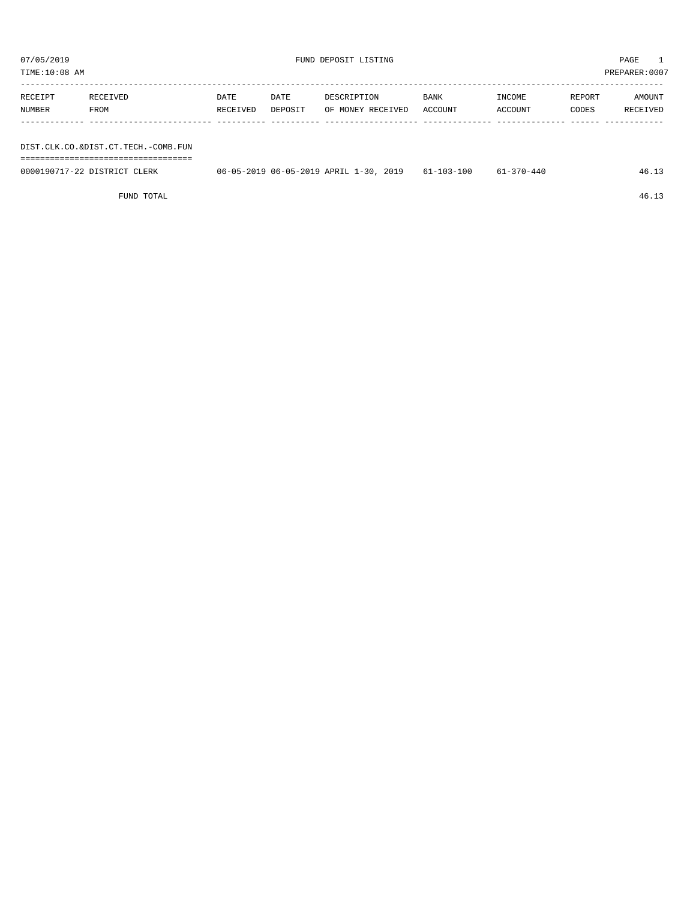07/05/2019 FUND DEPOSIT LISTING

TIME:10:08 AM PREPARER:0007

| RECEIPT NUMBER | RECEIVED FROM | DATE RECEIVED | DATE DEPOSIT | DESCRIPTION OF MONEY RECEIVED | BANK ACCOUNT | INCOME ACCOUNT | REPORT CODES | AMOUNT RECEIVED |
|---|---|---|---|---|---|---|---|---|
| DIST.CLK.CO.&DIST.CT.TECH.-COMB.FUN | | | | | | | | |
| 0000190717-22 | DISTRICT CLERK | 06-05-2019 | 06-05-2019 | APRIL 1-30, 2019 | 61-103-100 | 61-370-440 | | 46.13 |
| | FUND TOTAL | | | | | | | 46.13 |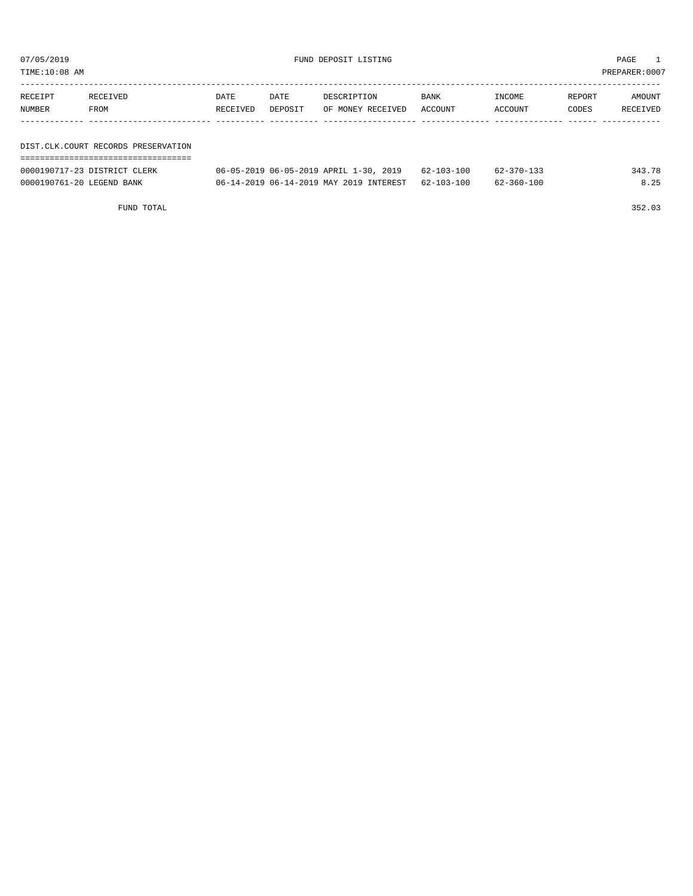# FUND DEPOSIT LISTING

07/05/2019
TIME:10:08 AM
PREPARER:0007

| RECEIPT NUMBER | RECEIVED FROM | DATE RECEIVED | DATE DEPOSIT | DESCRIPTION OF MONEY RECEIVED | BANK ACCOUNT | INCOME ACCOUNT | REPORT CODES | AMOUNT RECEIVED |
|---|---|---|---|---|---|---|---|---|
| **DIST.CLK.COURT RECORDS PRESERVATION** | | | | | | | | |
| 0000190717-23 | DISTRICT CLERK | 06-05-2019 | 06-05-2019 | APRIL 1-30, 2019 | 62-103-100 | 62-370-133 | | 343.78 |
| 0000190761-20 | LEGEND BANK | 06-14-2019 | 06-14-2019 | MAY 2019 INTEREST | 62-103-100 | 62-360-100 | | 8.25 |
| | FUND TOTAL | | | | | | | 352.03 |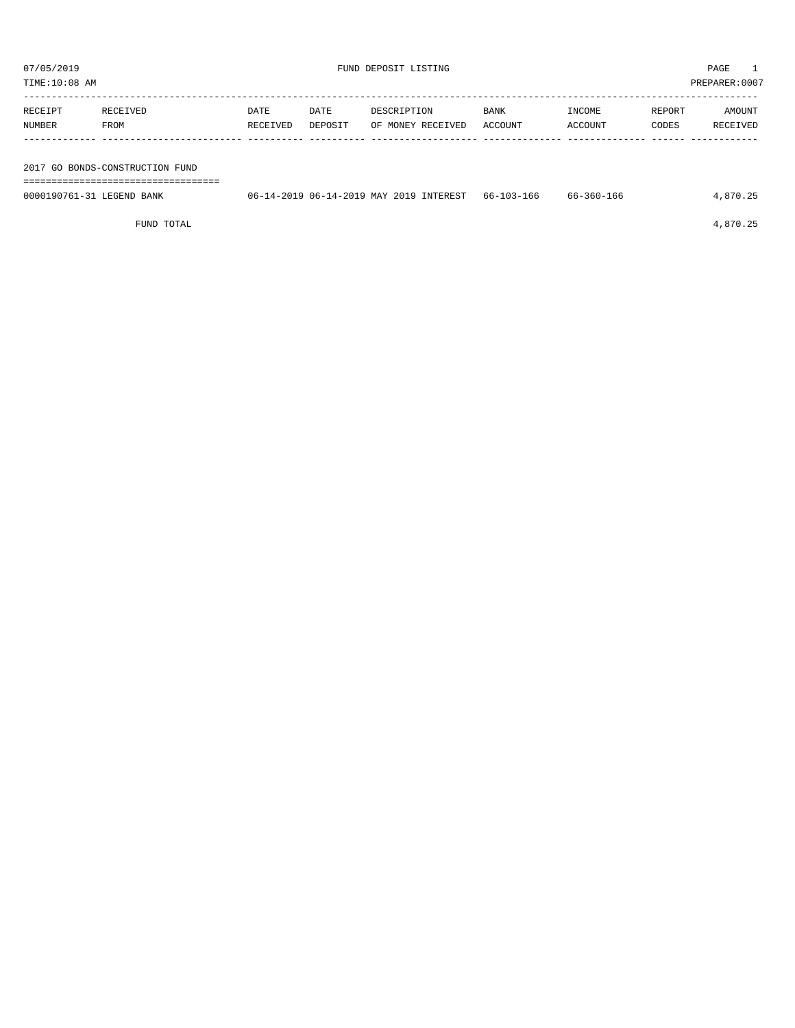07/05/2019 FUND DEPOSIT LISTING PAGE 1

TIME:10:08 AM PREPARER:0007

| RECEIPT NUMBER | RECEIVED FROM | DATE RECEIVED | DATE DEPOSIT | DESCRIPTION OF MONEY RECEIVED | BANK ACCOUNT | INCOME ACCOUNT | REPORT CODES | AMOUNT RECEIVED |
|---|---|---|---|---|---|---|---|---|
| **2017 GO BONDS-CONSTRUCTION FUND** | | | | | | | | |
| 0000190761-31 | LEGEND BANK | 06-14-2019 | 06-14-2019 | MAY 2019 INTEREST | 66-103-166 | 66-360-166 | | 4,870.25 |
| | FUND TOTAL | | | | | | | 4,870.25 |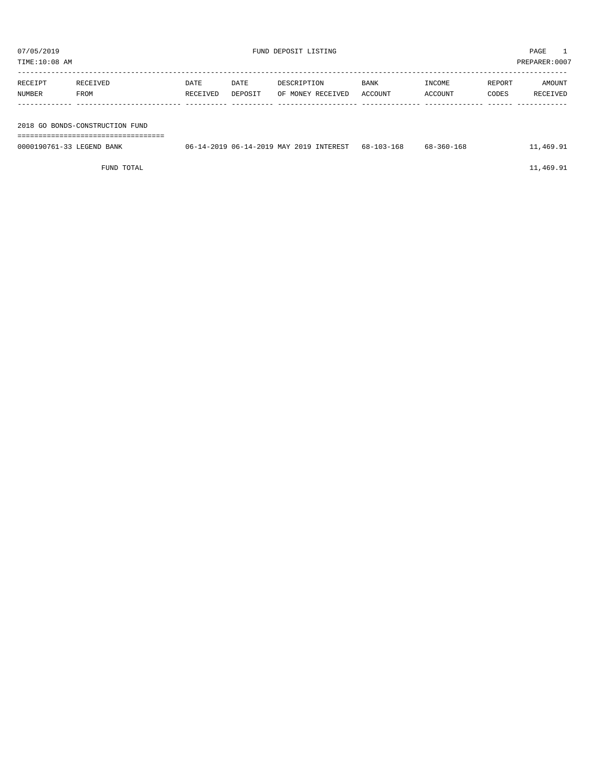07/05/2019 FUND DEPOSIT LISTING PAGE 1
TIME:10:08 AM PREPARER:0007

| RECEIPT NUMBER | RECEIVED FROM | DATE RECEIVED | DATE DEPOSIT | DESCRIPTION OF MONEY RECEIVED | BANK ACCOUNT | INCOME ACCOUNT | REPORT CODES | AMOUNT RECEIVED |
|---|---|---|---|---|---|---|---|---|
| **2018 GO BONDS-CONSTRUCTION FUND** | | | | | | | | |
| 0000190761-33 | LEGEND BANK | 06-14-2019 | 06-14-2019 | MAY 2019 INTEREST | 68-103-168 | 68-360-168 | | 11,469.91 |
| | FUND TOTAL | | | | | | | 11,469.91 |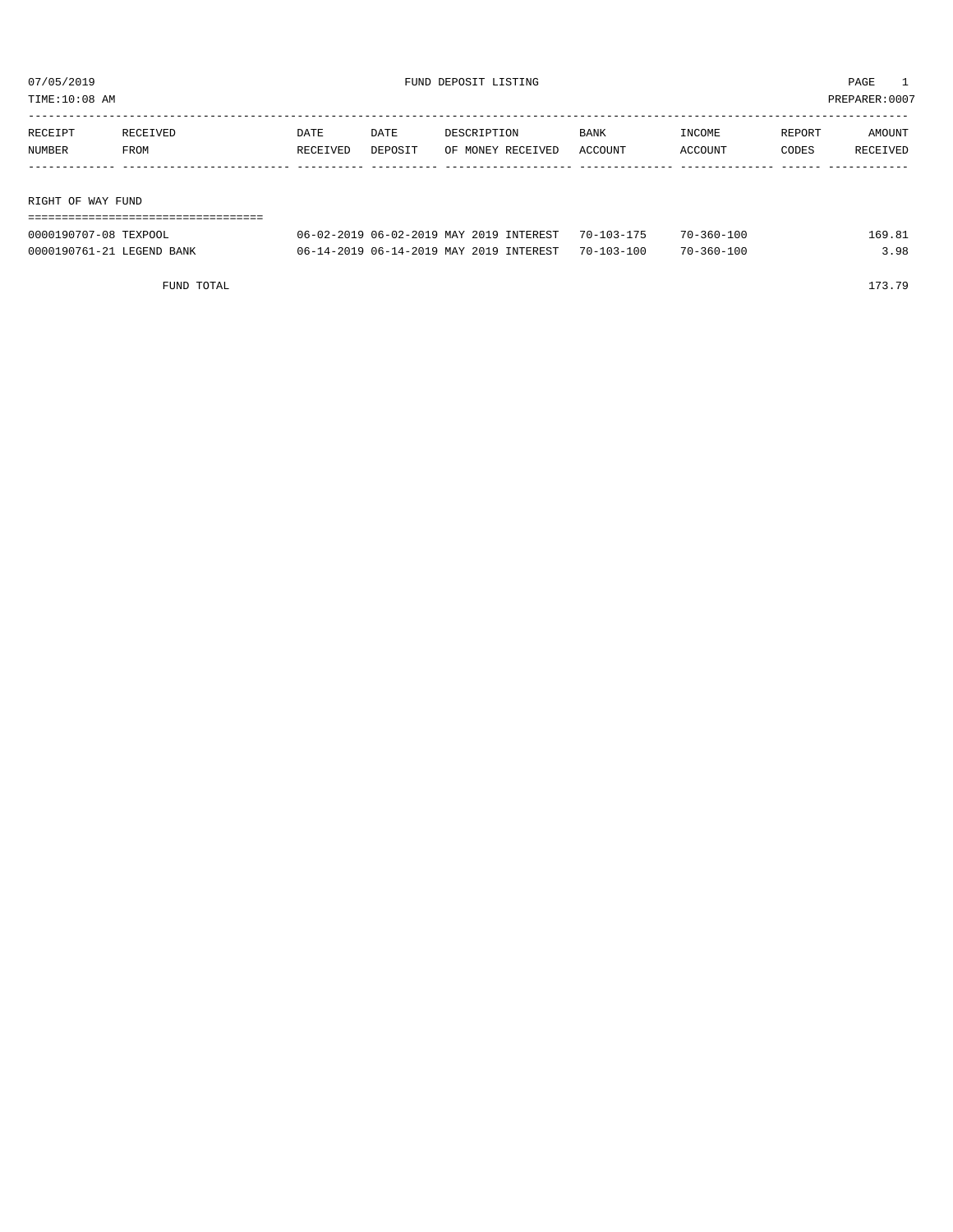07/05/2019 FUND DEPOSIT LISTING

TIME:10:08 AM PREPARER:0007

| RECEIPT NUMBER | RECEIVED FROM | DATE RECEIVED | DATE DEPOSIT | DESCRIPTION OF MONEY RECEIVED | BANK ACCOUNT | INCOME ACCOUNT | REPORT CODES | AMOUNT RECEIVED |
|---|---|---|---|---|---|---|---|---|
| **RIGHT OF WAY FUND** | | | | | | | | |
| 0000190707-08 | TEXPOOL | 06-02-2019 | 06-02-2019 | MAY 2019 INTEREST | 70-103-175 | 70-360-100 | | 169.81 |
| 0000190761-21 | LEGEND BANK | 06-14-2019 | 06-14-2019 | MAY 2019 INTEREST | 70-103-100 | 70-360-100 | | 3.98 |
| | FUND TOTAL | | | | | | | 173.79 |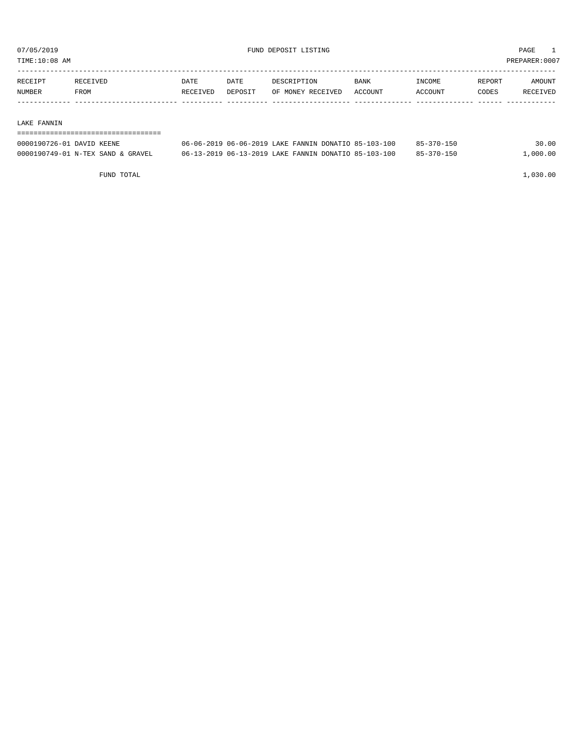07/05/2019 FUND DEPOSIT LISTING PAGE 1

TIME:10:08 AM PREPARER:0007

| RECEIPT NUMBER | RECEIVED FROM | DATE RECEIVED | DATE DEPOSIT | DESCRIPTION OF MONEY RECEIVED | BANK ACCOUNT | INCOME ACCOUNT | REPORT CODES | AMOUNT RECEIVED |
|---|---|---|---|---|---|---|---|---|
| **LAKE FANNIN** | | | | | | | | |
| 0000190726-01 | DAVID KEENE | 06-06-2019 | 06-06-2019 | LAKE FANNIN DONATIO | 85-103-100 | 85-370-150 | | 30.00 |
| 0000190749-01 | N-TEX SAND & GRAVEL | 06-13-2019 | 06-13-2019 | LAKE FANNIN DONATIO | 85-103-100 | 85-370-150 | | 1,000.00 |
| | FUND TOTAL | | | | | | | 1,030.00 |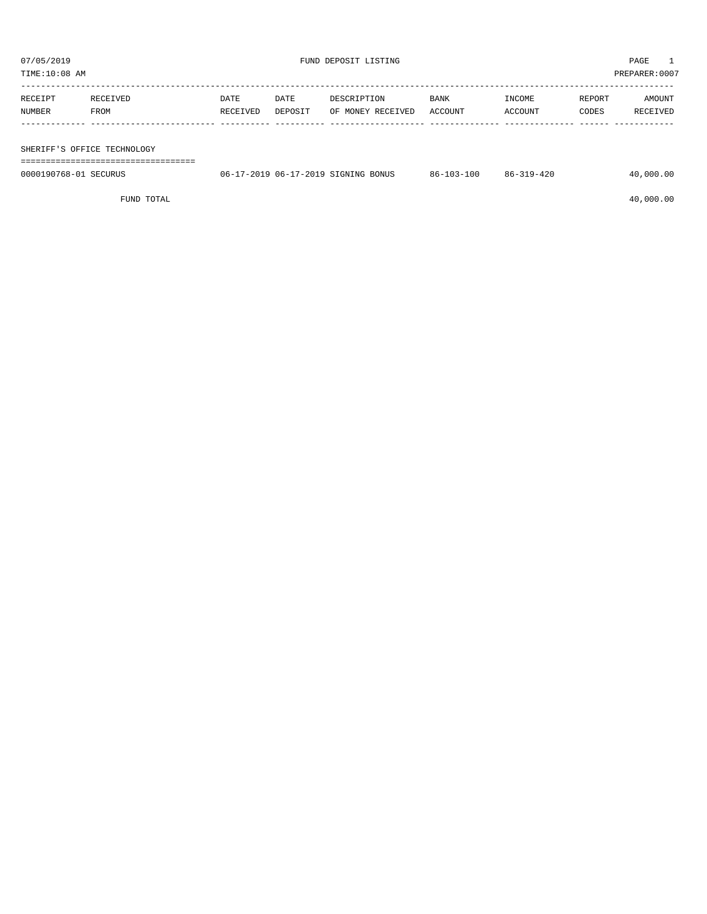# FUND DEPOSIT LISTING

07/05/2019
TIME:10:08 AM

PREPARER:0007

| RECEIPT NUMBER | RECEIVED FROM | DATE RECEIVED | DATE DEPOSIT | DESCRIPTION OF MONEY RECEIVED | BANK ACCOUNT | INCOME ACCOUNT | REPORT CODES | AMOUNT RECEIVED |
|---|---|---|---|---|---|---|---|---|
| **SHERIFF'S OFFICE TECHNOLOGY** | | | | | | | | |
| 0000190768-01 | SECURUS | 06-17-2019 | 06-17-2019 | SIGNING BONUS | 86-103-100 | 86-319-420 | | 40,000.00 |
| FUND TOTAL | | | | | | | | 40,000.00 |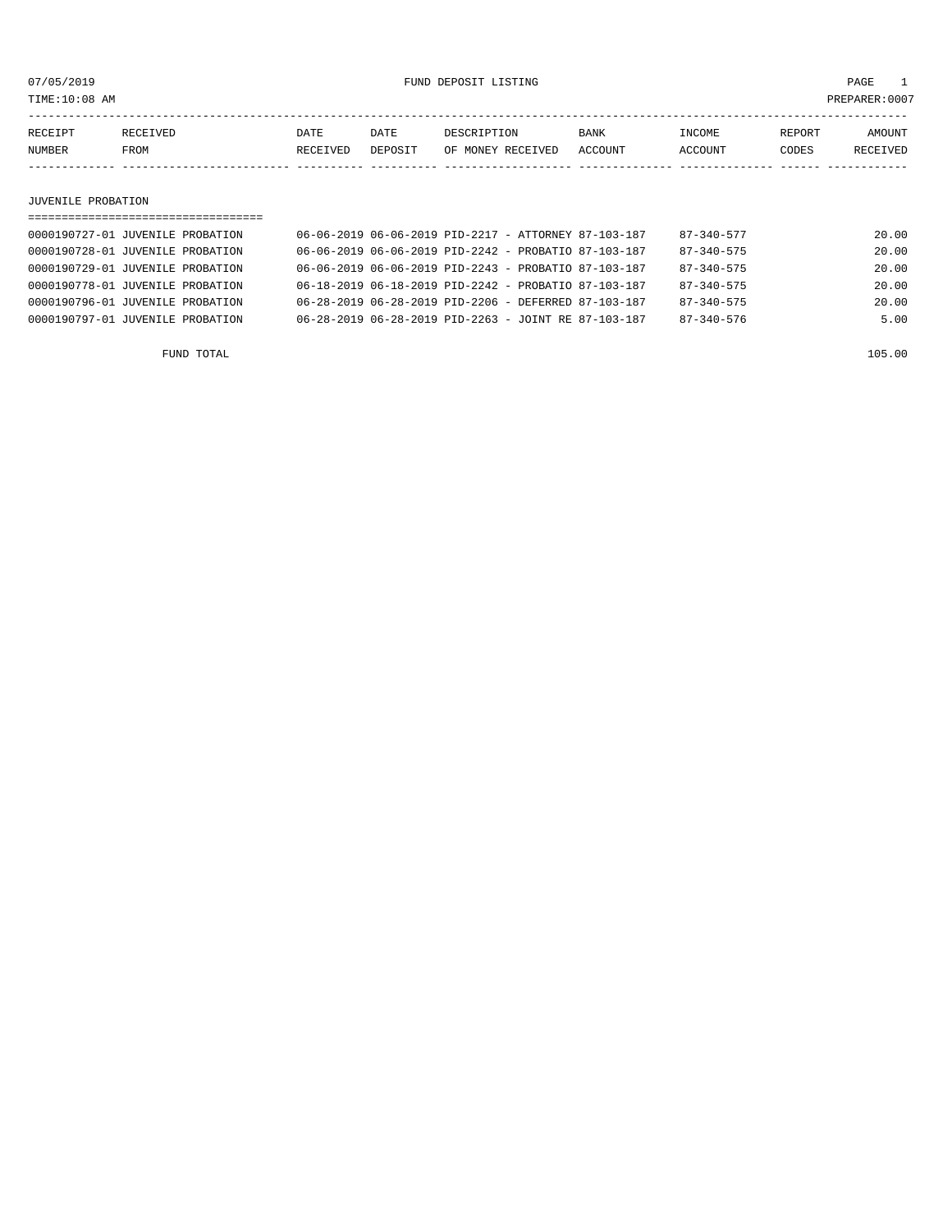07/05/2019 FUND DEPOSIT LISTING

TIME:10:08 AM PREPARER:0007

| RECEIPT NUMBER | RECEIVED FROM | DATE RECEIVED | DATE DEPOSIT | DESCRIPTION OF MONEY RECEIVED | BANK ACCOUNT | INCOME ACCOUNT | REPORT CODES | AMOUNT RECEIVED |
|---|---|---|---|---|---|---|---|---|
| **JUVENILE PROBATION** | | | | | | | | |
| 0000190727-01 | JUVENILE PROBATION | 06-06-2019 | 06-06-2019 | PID-2217 - ATTORNEY | 87-103-187 | 87-340-577 | | 20.00 |
| 0000190728-01 | JUVENILE PROBATION | 06-06-2019 | 06-06-2019 | PID-2242 - PROBATIO | 87-103-187 | 87-340-575 | | 20.00 |
| 0000190729-01 | JUVENILE PROBATION | 06-06-2019 | 06-06-2019 | PID-2243 - PROBATIO | 87-103-187 | 87-340-575 | | 20.00 |
| 0000190778-01 | JUVENILE PROBATION | 06-18-2019 | 06-18-2019 | PID-2242 - PROBATIO | 87-103-187 | 87-340-575 | | 20.00 |
| 0000190796-01 | JUVENILE PROBATION | 06-28-2019 | 06-28-2019 | PID-2206 - DEFERRED | 87-103-187 | 87-340-575 | | 20.00 |
| 0000190797-01 | JUVENILE PROBATION | 06-28-2019 | 06-28-2019 | PID-2263 - JOINT RE | 87-103-187 | 87-340-576 | | 5.00 |
| FUND TOTAL | | | | | | | | 105.00 |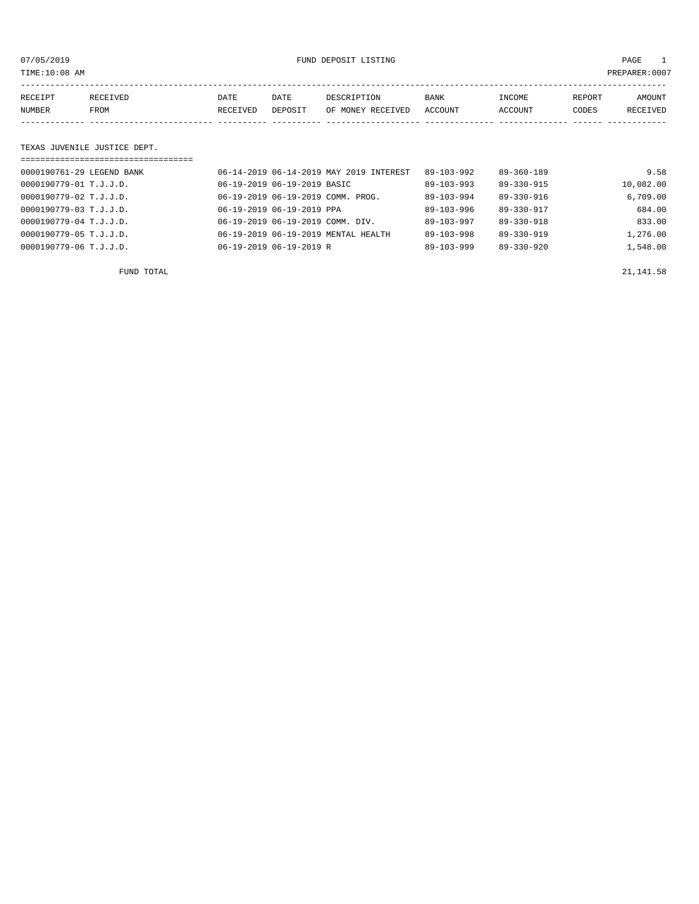07/05/2019 FUND DEPOSIT LISTING

TIME:10:08 AM PREPARER:0007

| RECEIPT NUMBER | RECEIVED FROM | DATE RECEIVED | DATE DEPOSIT | DESCRIPTION OF MONEY RECEIVED | BANK ACCOUNT | INCOME ACCOUNT | REPORT CODES | AMOUNT RECEIVED |
|---|---|---|---|---|---|---|---|---|

TEXAS JUVENILE JUSTICE DEPT.

| RECEIPT NUMBER | RECEIVED FROM | DATE RECEIVED | DATE DEPOSIT | DESCRIPTION OF MONEY RECEIVED | BANK ACCOUNT | INCOME ACCOUNT | REPORT CODES | AMOUNT RECEIVED |
|---|---|---|---|---|---|---|---|---|
| 0000190761-29 | LEGEND BANK | 06-14-2019 | 06-14-2019 | MAY 2019 INTEREST | 89-103-992 | 89-360-189 | | 9.58 |
| 0000190779-01 | T.J.J.D. | 06-19-2019 | 06-19-2019 | BASIC | 89-103-993 | 89-330-915 | | 10,082.00 |
| 0000190779-02 | T.J.J.D. | 06-19-2019 | 06-19-2019 | COMM. PROG. | 89-103-994 | 89-330-916 | | 6,709.00 |
| 0000190779-03 | T.J.J.D. | 06-19-2019 | 06-19-2019 | PPA | 89-103-996 | 89-330-917 | | 684.00 |
| 0000190779-04 | T.J.J.D. | 06-19-2019 | 06-19-2019 | COMM. DIV. | 89-103-997 | 89-330-918 | | 833.00 |
| 0000190779-05 | T.J.J.D. | 06-19-2019 | 06-19-2019 | MENTAL HEALTH | 89-103-998 | 89-330-919 | | 1,276.00 |
| 0000190779-06 | T.J.J.D. | 06-19-2019 | 06-19-2019 | R | 89-103-999 | 89-330-920 | | 1,548.00 |
| | FUND TOTAL | | | | | | | 21,141.58 |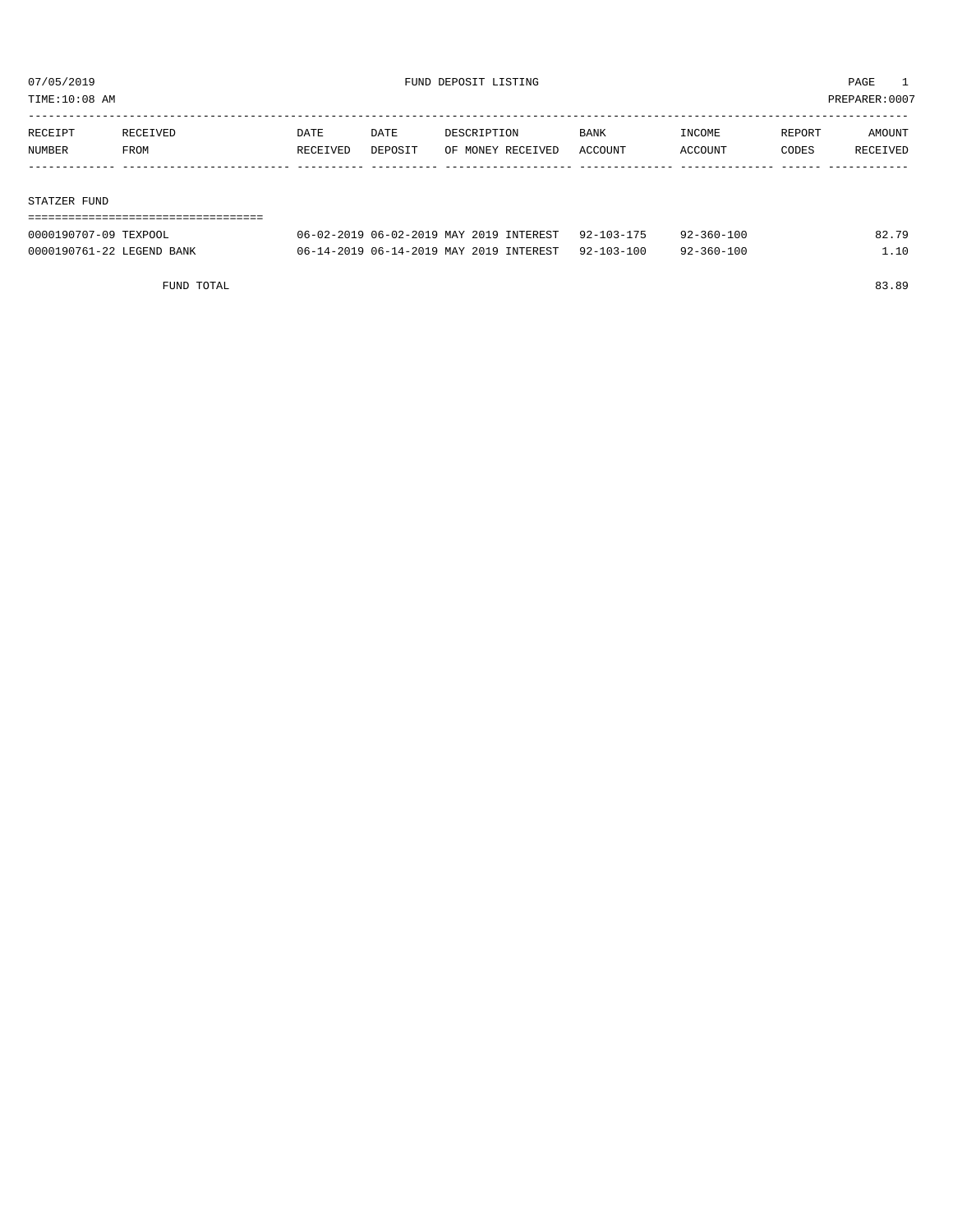07/05/2019 FUND DEPOSIT LISTING

TIME:10:08 AM PREPARER:0007

| RECEIPT NUMBER | RECEIVED FROM | DATE RECEIVED | DATE DEPOSIT | DESCRIPTION OF MONEY RECEIVED | BANK ACCOUNT | INCOME ACCOUNT | REPORT CODES | AMOUNT RECEIVED |
|---|---|---|---|---|---|---|---|---|
| **STATZER FUND** | | | | | | | | |
| 0000190707-09 | TEXPOOL | 06-02-2019 | 06-02-2019 | MAY 2019 INTEREST | 92-103-175 | 92-360-100 | | 82.79 |
| 0000190761-22 | LEGEND BANK | 06-14-2019 | 06-14-2019 | MAY 2019 INTEREST | 92-103-100 | 92-360-100 | | 1.10 |
| | FUND TOTAL | | | | | | | 83.89 |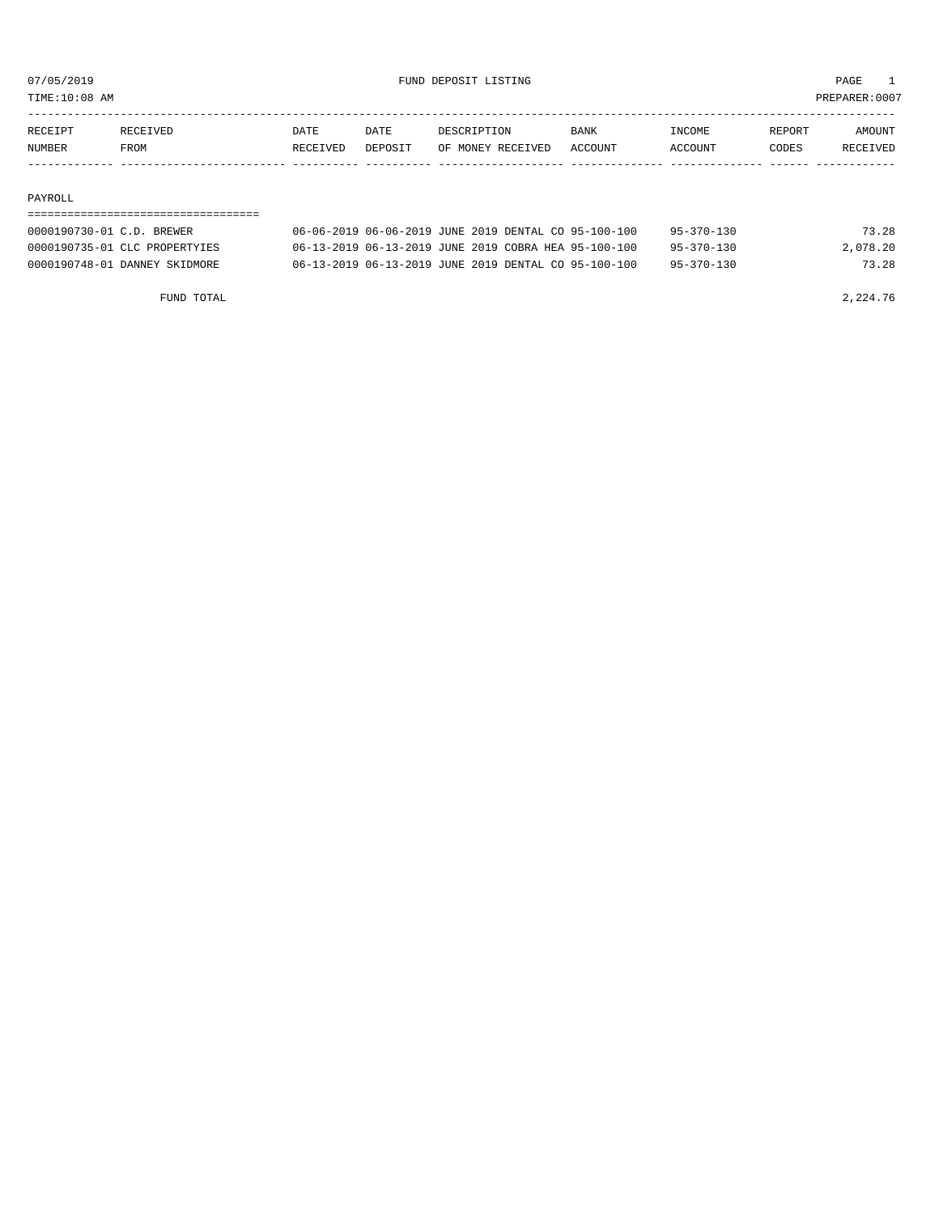07/05/2019 FUND DEPOSIT LISTING PAGE 1

TIME:10:08 AM PREPARER:0007

| RECEIPT NUMBER | RECEIVED FROM | DATE RECEIVED | DATE DEPOSIT | DESCRIPTION OF MONEY RECEIVED | BANK ACCOUNT | INCOME ACCOUNT | REPORT CODES | AMOUNT RECEIVED |
|---|---|---|---|---|---|---|---|---|

PAYROLL

| RECEIPT NUMBER | RECEIVED FROM | DATE RECEIVED | DATE DEPOSIT | DESCRIPTION OF MONEY RECEIVED | BANK ACCOUNT | INCOME ACCOUNT | REPORT CODES | AMOUNT RECEIVED |
|---|---|---|---|---|---|---|---|---|
| 0000190730-01 | C.D. BREWER | 06-06-2019 | 06-06-2019 | JUNE 2019 DENTAL CO | 95-100-100 | 95-370-130 | | 73.28 |
| 0000190735-01 | CLC PROPERTYIES | 06-13-2019 | 06-13-2019 | JUNE 2019 COBRA HEA | 95-100-100 | 95-370-130 | | 2,078.20 |
| 0000190748-01 | DANNEY SKIDMORE | 06-13-2019 | 06-13-2019 | JUNE 2019 DENTAL CO | 95-100-100 | 95-370-130 | | 73.28 |

FUND TOTAL 2,224.76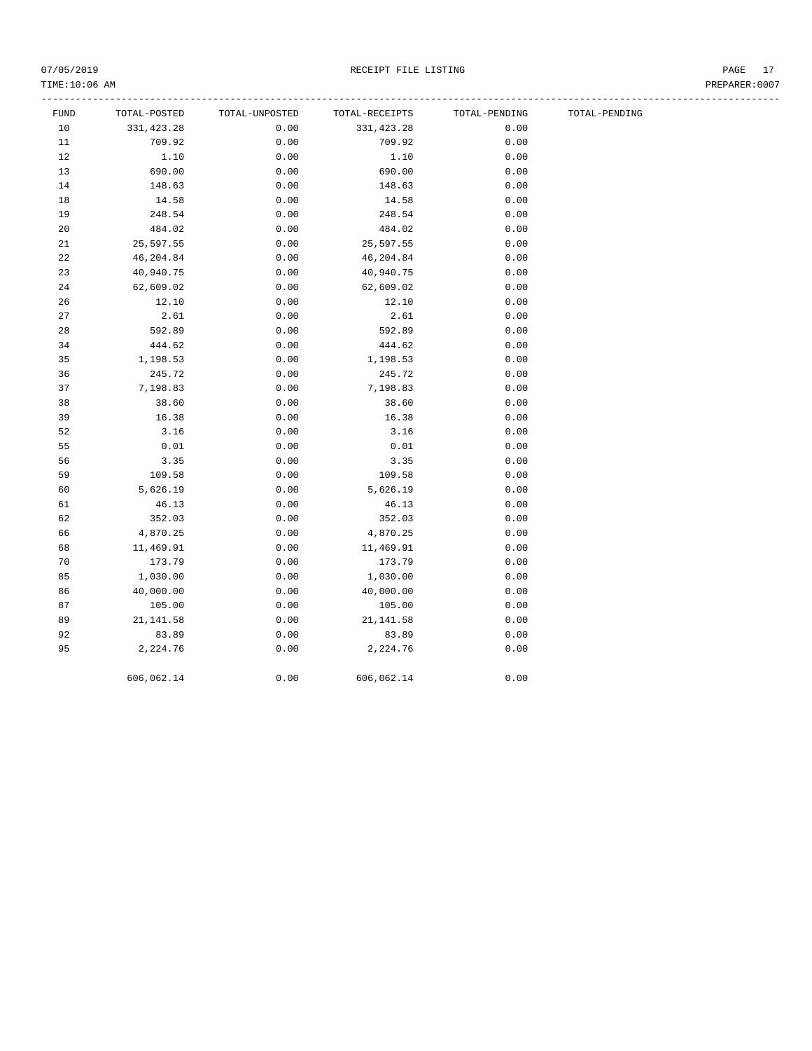07/05/2019 RECEIPT FILE LISTING

TIME:10:06 AM PREPARER:0007

| FUND | TOTAL-POSTED | TOTAL-UNPOSTED | TOTAL-RECEIPTS | TOTAL-PENDING | TOTAL-PENDING |
|---|---|---|---|---|---|
| 10 | 331,423.28 | 0.00 | 331,423.28 | 0.00 | |
| 11 | 709.92 | 0.00 | 709.92 | 0.00 | |
| 12 | 1.10 | 0.00 | 1.10 | 0.00 | |
| 13 | 690.00 | 0.00 | 690.00 | 0.00 | |
| 14 | 148.63 | 0.00 | 148.63 | 0.00 | |
| 18 | 14.58 | 0.00 | 14.58 | 0.00 | |
| 19 | 248.54 | 0.00 | 248.54 | 0.00 | |
| 20 | 484.02 | 0.00 | 484.02 | 0.00 | |
| 21 | 25,597.55 | 0.00 | 25,597.55 | 0.00 | |
| 22 | 46,204.84 | 0.00 | 46,204.84 | 0.00 | |
| 23 | 40,940.75 | 0.00 | 40,940.75 | 0.00 | |
| 24 | 62,609.02 | 0.00 | 62,609.02 | 0.00 | |
| 26 | 12.10 | 0.00 | 12.10 | 0.00 | |
| 27 | 2.61 | 0.00 | 2.61 | 0.00 | |
| 28 | 592.89 | 0.00 | 592.89 | 0.00 | |
| 34 | 444.62 | 0.00 | 444.62 | 0.00 | |
| 35 | 1,198.53 | 0.00 | 1,198.53 | 0.00 | |
| 36 | 245.72 | 0.00 | 245.72 | 0.00 | |
| 37 | 7,198.83 | 0.00 | 7,198.83 | 0.00 | |
| 38 | 38.60 | 0.00 | 38.60 | 0.00 | |
| 39 | 16.38 | 0.00 | 16.38 | 0.00 | |
| 52 | 3.16 | 0.00 | 3.16 | 0.00 | |
| 55 | 0.01 | 0.00 | 0.01 | 0.00 | |
| 56 | 3.35 | 0.00 | 3.35 | 0.00 | |
| 59 | 109.58 | 0.00 | 109.58 | 0.00 | |
| 60 | 5,626.19 | 0.00 | 5,626.19 | 0.00 | |
| 61 | 46.13 | 0.00 | 46.13 | 0.00 | |
| 62 | 352.03 | 0.00 | 352.03 | 0.00 | |
| 66 | 4,870.25 | 0.00 | 4,870.25 | 0.00 | |
| 68 | 11,469.91 | 0.00 | 11,469.91 | 0.00 | |
| 70 | 173.79 | 0.00 | 173.79 | 0.00 | |
| 85 | 1,030.00 | 0.00 | 1,030.00 | 0.00 | |
| 86 | 40,000.00 | 0.00 | 40,000.00 | 0.00 | |
| 87 | 105.00 | 0.00 | 105.00 | 0.00 | |
| 89 | 21,141.58 | 0.00 | 21,141.58 | 0.00 | |
| 92 | 83.89 | 0.00 | 83.89 | 0.00 | |
| 95 | 2,224.76 | 0.00 | 2,224.76 | 0.00 | |
| | 606,062.14 | 0.00 | 606,062.14 | 0.00 | |